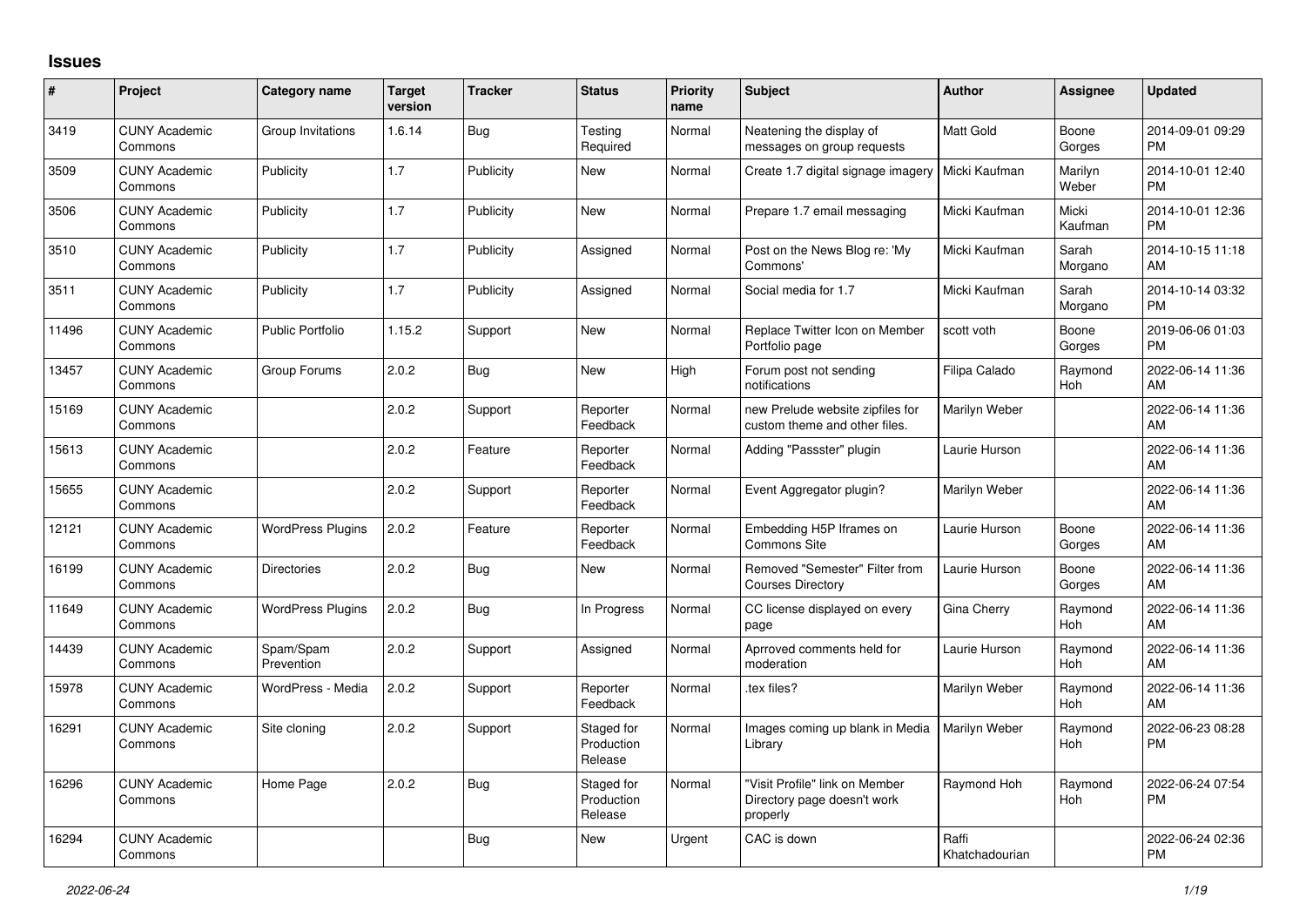## Issues

| # | Project | Category name | Target version | Tracker | Status | Priority name | Subject | Author | Assignee | Updated |
|---|---|---|---|---|---|---|---|---|---|---|
| 3419 | CUNY Academic Commons | Group Invitations | 1.6.14 | Bug | Testing Required | Normal | Neatening the display of messages on group requests | Matt Gold | Boone Gorges | 2014-09-01 09:29 PM |
| 3509 | CUNY Academic Commons | Publicity | 1.7 | Publicity | New | Normal | Create 1.7 digital signage imagery | Micki Kaufman | Marilyn Weber | 2014-10-01 12:40 PM |
| 3506 | CUNY Academic Commons | Publicity | 1.7 | Publicity | New | Normal | Prepare 1.7 email messaging | Micki Kaufman | Micki Kaufman | 2014-10-01 12:36 PM |
| 3510 | CUNY Academic Commons | Publicity | 1.7 | Publicity | Assigned | Normal | Post on the News Blog re: 'My Commons' | Micki Kaufman | Sarah Morgano | 2014-10-15 11:18 AM |
| 3511 | CUNY Academic Commons | Publicity | 1.7 | Publicity | Assigned | Normal | Social media for 1.7 | Micki Kaufman | Sarah Morgano | 2014-10-14 03:32 PM |
| 11496 | CUNY Academic Commons | Public Portfolio | 1.15.2 | Support | New | Normal | Replace Twitter Icon on Member Portfolio page | scott voth | Boone Gorges | 2019-06-06 01:03 PM |
| 13457 | CUNY Academic Commons | Group Forums | 2.0.2 | Bug | New | High | Forum post not sending notifications | Filipa Calado | Raymond Hoh | 2022-06-14 11:36 AM |
| 15169 | CUNY Academic Commons | | 2.0.2 | Support | Reporter Feedback | Normal | new Prelude website zipfiles for custom theme and other files. | Marilyn Weber | | 2022-06-14 11:36 AM |
| 15613 | CUNY Academic Commons | | 2.0.2 | Feature | Reporter Feedback | Normal | Adding "Passster" plugin | Laurie Hurson | | 2022-06-14 11:36 AM |
| 15655 | CUNY Academic Commons | | 2.0.2 | Support | Reporter Feedback | Normal | Event Aggregator plugin? | Marilyn Weber | | 2022-06-14 11:36 AM |
| 12121 | CUNY Academic Commons | WordPress Plugins | 2.0.2 | Feature | Reporter Feedback | Normal | Embedding H5P Iframes on Commons Site | Laurie Hurson | Boone Gorges | 2022-06-14 11:36 AM |
| 16199 | CUNY Academic Commons | Directories | 2.0.2 | Bug | New | Normal | Removed "Semester" Filter from Courses Directory | Laurie Hurson | Boone Gorges | 2022-06-14 11:36 AM |
| 11649 | CUNY Academic Commons | WordPress Plugins | 2.0.2 | Bug | In Progress | Normal | CC license displayed on every page | Gina Cherry | Raymond Hoh | 2022-06-14 11:36 AM |
| 14439 | CUNY Academic Commons | Spam/Spam Prevention | 2.0.2 | Support | Assigned | Normal | Aprroved comments held for moderation | Laurie Hurson | Raymond Hoh | 2022-06-14 11:36 AM |
| 15978 | CUNY Academic Commons | WordPress - Media | 2.0.2 | Support | Reporter Feedback | Normal | .tex files? | Marilyn Weber | Raymond Hoh | 2022-06-14 11:36 AM |
| 16291 | CUNY Academic Commons | Site cloning | 2.0.2 | Support | Staged for Production Release | Normal | Images coming up blank in Media Library | Marilyn Weber | Raymond Hoh | 2022-06-23 08:28 PM |
| 16296 | CUNY Academic Commons | Home Page | 2.0.2 | Bug | Staged for Production Release | Normal | "Visit Profile" link on Member Directory page doesn't work properly | Raymond Hoh | Raymond Hoh | 2022-06-24 07:54 PM |
| 16294 | CUNY Academic Commons | | | Bug | New | Urgent | CAC is down | Raffi Khatchadourian | | 2022-06-24 02:36 PM |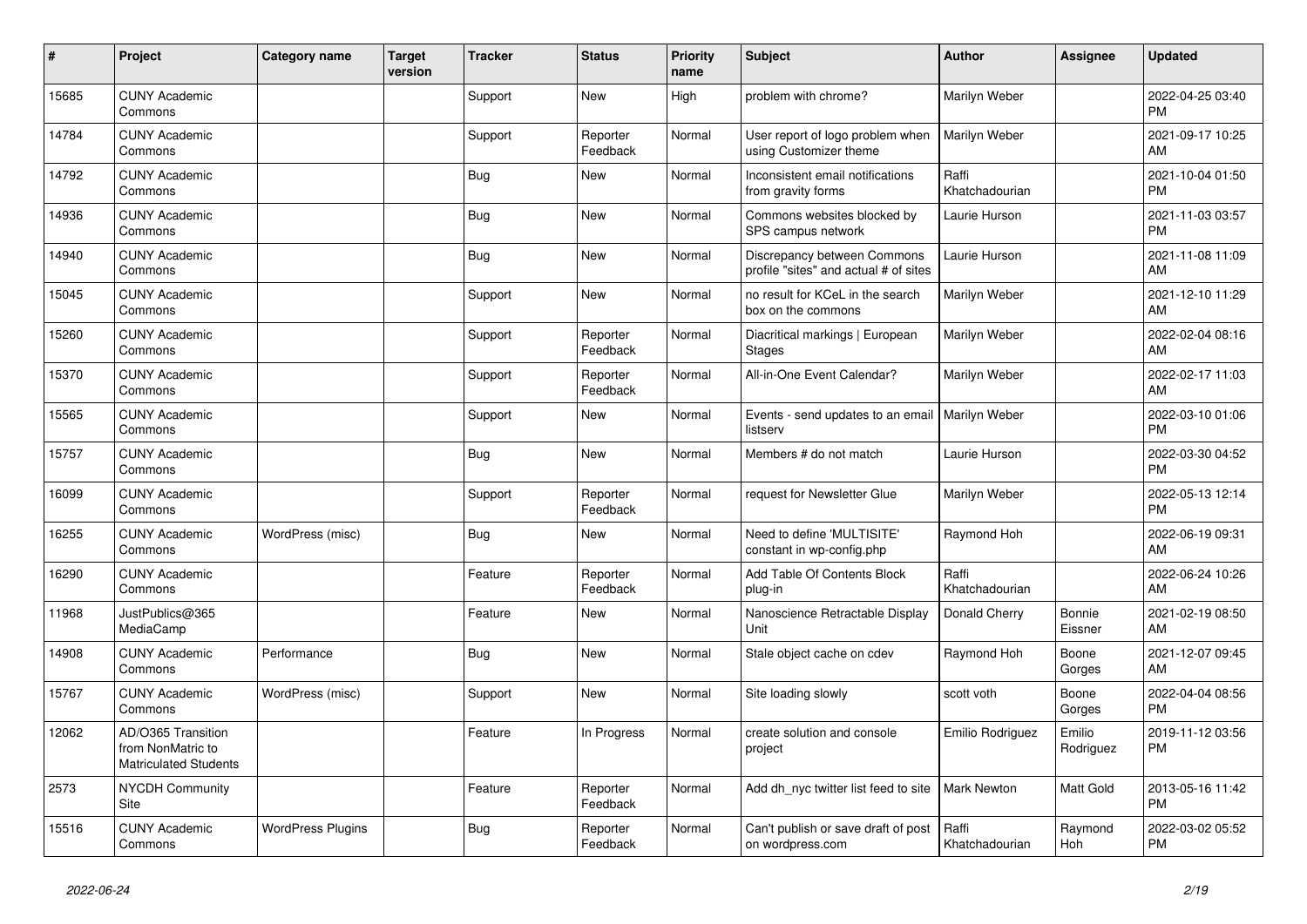| # | Project | Category name | Target version | Tracker | Status | Priority name | Subject | Author | Assignee | Updated |
|---|---|---|---|---|---|---|---|---|---|---|
| 15685 | CUNY Academic Commons | | | Support | New | High | problem with chrome? | Marilyn Weber | | 2022-04-25 03:40 PM |
| 14784 | CUNY Academic Commons | | | Support | Reporter Feedback | Normal | User report of logo problem when using Customizer theme | Marilyn Weber | | 2021-09-17 10:25 AM |
| 14792 | CUNY Academic Commons | | | Bug | New | Normal | Inconsistent email notifications from gravity forms | Raffi Khatchadourian | | 2021-10-04 01:50 PM |
| 14936 | CUNY Academic Commons | | | Bug | New | Normal | Commons websites blocked by SPS campus network | Laurie Hurson | | 2021-11-03 03:57 PM |
| 14940 | CUNY Academic Commons | | | Bug | New | Normal | Discrepancy between Commons profile "sites" and actual # of sites | Laurie Hurson | | 2021-11-08 11:09 AM |
| 15045 | CUNY Academic Commons | | | Support | New | Normal | no result for KCeL in the search box on the commons | Marilyn Weber | | 2021-12-10 11:29 AM |
| 15260 | CUNY Academic Commons | | | Support | Reporter Feedback | Normal | Diacritical markings \| European Stages | Marilyn Weber | | 2022-02-04 08:16 AM |
| 15370 | CUNY Academic Commons | | | Support | Reporter Feedback | Normal | All-in-One Event Calendar? | Marilyn Weber | | 2022-02-17 11:03 AM |
| 15565 | CUNY Academic Commons | | | Support | New | Normal | Events - send updates to an email listserv | Marilyn Weber | | 2022-03-10 01:06 PM |
| 15757 | CUNY Academic Commons | | | Bug | New | Normal | Members # do not match | Laurie Hurson | | 2022-03-30 04:52 PM |
| 16099 | CUNY Academic Commons | | | Support | Reporter Feedback | Normal | request for Newsletter Glue | Marilyn Weber | | 2022-05-13 12:14 PM |
| 16255 | CUNY Academic Commons | WordPress (misc) | | Bug | New | Normal | Need to define 'MULTISITE' constant in wp-config.php | Raymond Hoh | | 2022-06-19 09:31 AM |
| 16290 | CUNY Academic Commons | | | Feature | Reporter Feedback | Normal | Add Table Of Contents Block plug-in | Raffi Khatchadourian | | 2022-06-24 10:26 AM |
| 11968 | JustPublics@365 MediaCamp | | | Feature | New | Normal | Nanoscience Retractable Display Unit | Donald Cherry | Bonnie Eissner | 2021-02-19 08:50 AM |
| 14908 | CUNY Academic Commons | Performance | | Bug | New | Normal | Stale object cache on cdev | Raymond Hoh | Boone Gorges | 2021-12-07 09:45 AM |
| 15767 | CUNY Academic Commons | WordPress (misc) | | Support | New | Normal | Site loading slowly | scott voth | Boone Gorges | 2022-04-04 08:56 PM |
| 12062 | AD/O365 Transition from NonMatric to Matriculated Students | | | Feature | In Progress | Normal | create solution and console project | Emilio Rodriguez | Emilio Rodriguez | 2019-11-12 03:56 PM |
| 2573 | NYCDH Community Site | | | Feature | Reporter Feedback | Normal | Add dh_nyc twitter list feed to site | Mark Newton | Matt Gold | 2013-05-16 11:42 PM |
| 15516 | CUNY Academic Commons | WordPress Plugins | | Bug | Reporter Feedback | Normal | Can't publish or save draft of post on wordpress.com | Raffi Khatchadourian | Raymond Hoh | 2022-03-02 05:52 PM |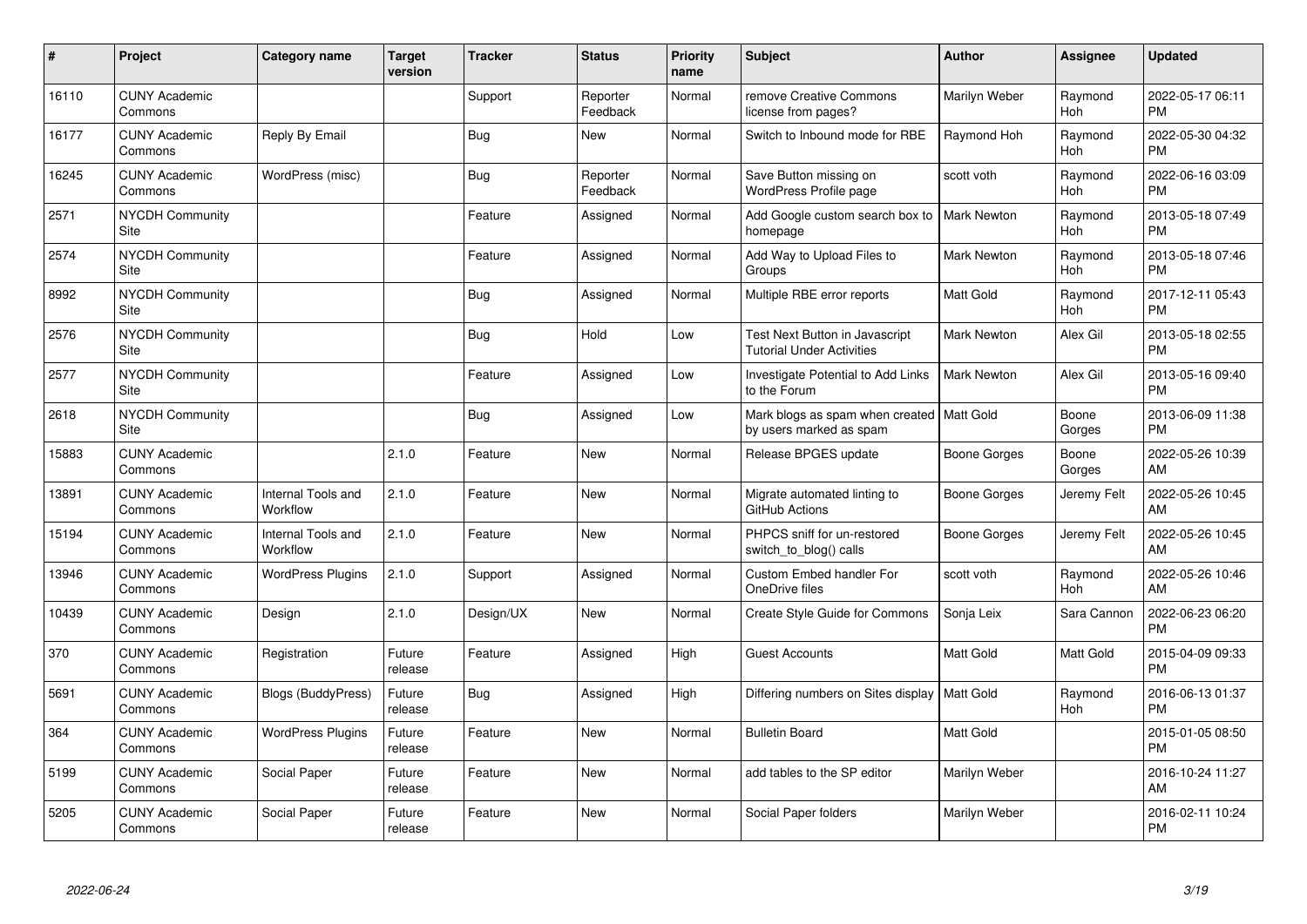| # | Project | Category name | Target version | Tracker | Status | Priority name | Subject | Author | Assignee | Updated |
|---|---|---|---|---|---|---|---|---|---|---|
| 16110 | CUNY Academic Commons | | | Support | Reporter Feedback | Normal | remove Creative Commons license from pages? | Marilyn Weber | Raymond Hoh | 2022-05-17 06:11 PM |
| 16177 | CUNY Academic Commons | Reply By Email | | Bug | New | Normal | Switch to Inbound mode for RBE | Raymond Hoh | Raymond Hoh | 2022-05-30 04:32 PM |
| 16245 | CUNY Academic Commons | WordPress (misc) | | Bug | Reporter Feedback | Normal | Save Button missing on WordPress Profile page | scott voth | Raymond Hoh | 2022-06-16 03:09 PM |
| 2571 | NYCDH Community Site | | | Feature | Assigned | Normal | Add Google custom search box to homepage | Mark Newton | Raymond Hoh | 2013-05-18 07:49 PM |
| 2574 | NYCDH Community Site | | | Feature | Assigned | Normal | Add Way to Upload Files to Groups | Mark Newton | Raymond Hoh | 2013-05-18 07:46 PM |
| 8992 | NYCDH Community Site | | | Bug | Assigned | Normal | Multiple RBE error reports | Matt Gold | Raymond Hoh | 2017-12-11 05:43 PM |
| 2576 | NYCDH Community Site | | | Bug | Hold | Low | Test Next Button in Javascript Tutorial Under Activities | Mark Newton | Alex Gil | 2013-05-18 02:55 PM |
| 2577 | NYCDH Community Site | | | Feature | Assigned | Low | Investigate Potential to Add Links to the Forum | Mark Newton | Alex Gil | 2013-05-16 09:40 PM |
| 2618 | NYCDH Community Site | | | Bug | Assigned | Low | Mark blogs as spam when created by users marked as spam | Matt Gold | Boone Gorges | 2013-06-09 11:38 PM |
| 15883 | CUNY Academic Commons | | 2.1.0 | Feature | New | Normal | Release BPGES update | Boone Gorges | Boone Gorges | 2022-05-26 10:39 AM |
| 13891 | CUNY Academic Commons | Internal Tools and Workflow | 2.1.0 | Feature | New | Normal | Migrate automated linting to GitHub Actions | Boone Gorges | Jeremy Felt | 2022-05-26 10:45 AM |
| 15194 | CUNY Academic Commons | Internal Tools and Workflow | 2.1.0 | Feature | New | Normal | PHPCS sniff for un-restored switch_to_blog() calls | Boone Gorges | Jeremy Felt | 2022-05-26 10:45 AM |
| 13946 | CUNY Academic Commons | WordPress Plugins | 2.1.0 | Support | Assigned | Normal | Custom Embed handler For OneDrive files | scott voth | Raymond Hoh | 2022-05-26 10:46 AM |
| 10439 | CUNY Academic Commons | Design | 2.1.0 | Design/UX | New | Normal | Create Style Guide for Commons | Sonja Leix | Sara Cannon | 2022-06-23 06:20 PM |
| 370 | CUNY Academic Commons | Registration | Future release | Feature | Assigned | High | Guest Accounts | Matt Gold | Matt Gold | 2015-04-09 09:33 PM |
| 5691 | CUNY Academic Commons | Blogs (BuddyPress) | Future release | Bug | Assigned | High | Differing numbers on Sites display | Matt Gold | Raymond Hoh | 2016-06-13 01:37 PM |
| 364 | CUNY Academic Commons | WordPress Plugins | Future release | Feature | New | Normal | Bulletin Board | Matt Gold | | 2015-01-05 08:50 PM |
| 5199 | CUNY Academic Commons | Social Paper | Future release | Feature | New | Normal | add tables to the SP editor | Marilyn Weber | | 2016-10-24 11:27 AM |
| 5205 | CUNY Academic Commons | Social Paper | Future release | Feature | New | Normal | Social Paper folders | Marilyn Weber | | 2016-02-11 10:24 PM |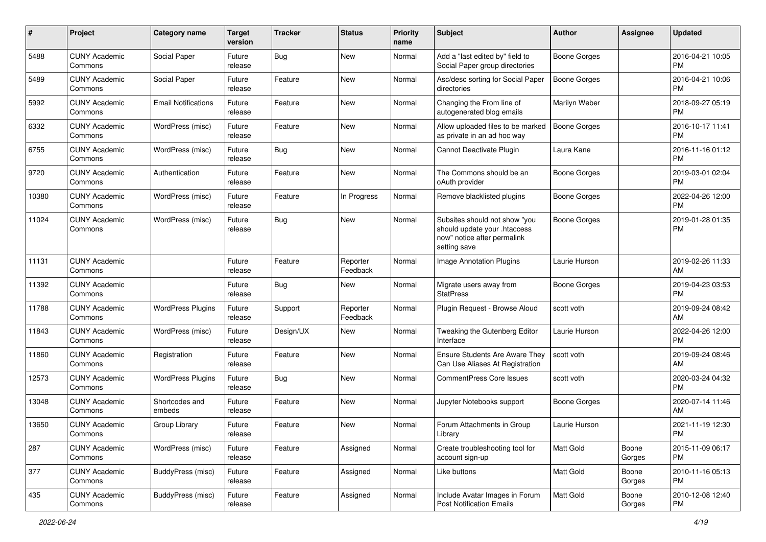| # | Project | Category name | Target version | Tracker | Status | Priority name | Subject | Author | Assignee | Updated |
|---|---|---|---|---|---|---|---|---|---|---|
| 5488 | CUNY Academic Commons | Social Paper | Future release | Bug | New | Normal | Add a "last edited by" field to Social Paper group directories | Boone Gorges | | 2016-04-21 10:05 PM |
| 5489 | CUNY Academic Commons | Social Paper | Future release | Feature | New | Normal | Asc/desc sorting for Social Paper directories | Boone Gorges | | 2016-04-21 10:06 PM |
| 5992 | CUNY Academic Commons | Email Notifications | Future release | Feature | New | Normal | Changing the From line of autogenerated blog emails | Marilyn Weber | | 2018-09-27 05:19 PM |
| 6332 | CUNY Academic Commons | WordPress (misc) | Future release | Feature | New | Normal | Allow uploaded files to be marked as private in an ad hoc way | Boone Gorges | | 2016-10-17 11:41 PM |
| 6755 | CUNY Academic Commons | WordPress (misc) | Future release | Bug | New | Normal | Cannot Deactivate Plugin | Laura Kane | | 2016-11-16 01:12 PM |
| 9720 | CUNY Academic Commons | Authentication | Future release | Feature | New | Normal | The Commons should be an oAuth provider | Boone Gorges | | 2019-03-01 02:04 PM |
| 10380 | CUNY Academic Commons | WordPress (misc) | Future release | Feature | In Progress | Normal | Remove blacklisted plugins | Boone Gorges | | 2022-04-26 12:00 PM |
| 11024 | CUNY Academic Commons | WordPress (misc) | Future release | Bug | New | Normal | Subsites should not show "you should update your .htaccess now" notice after permalink setting save | Boone Gorges | | 2019-01-28 01:35 PM |
| 11131 | CUNY Academic Commons | | Future release | Feature | Reporter Feedback | Normal | Image Annotation Plugins | Laurie Hurson | | 2019-02-26 11:33 AM |
| 11392 | CUNY Academic Commons | | Future release | Bug | New | Normal | Migrate users away from StatPress | Boone Gorges | | 2019-04-23 03:53 PM |
| 11788 | CUNY Academic Commons | WordPress Plugins | Future release | Support | Reporter Feedback | Normal | Plugin Request - Browse Aloud | scott voth | | 2019-09-24 08:42 AM |
| 11843 | CUNY Academic Commons | WordPress (misc) | Future release | Design/UX | New | Normal | Tweaking the Gutenberg Editor Interface | Laurie Hurson | | 2022-04-26 12:00 PM |
| 11860 | CUNY Academic Commons | Registration | Future release | Feature | New | Normal | Ensure Students Are Aware They Can Use Aliases At Registration | scott voth | | 2019-09-24 08:46 AM |
| 12573 | CUNY Academic Commons | WordPress Plugins | Future release | Bug | New | Normal | CommentPress Core Issues | scott voth | | 2020-03-24 04:32 PM |
| 13048 | CUNY Academic Commons | Shortcodes and embeds | Future release | Feature | New | Normal | Jupyter Notebooks support | Boone Gorges | | 2020-07-14 11:46 AM |
| 13650 | CUNY Academic Commons | Group Library | Future release | Feature | New | Normal | Forum Attachments in Group Library | Laurie Hurson | | 2021-11-19 12:30 PM |
| 287 | CUNY Academic Commons | WordPress (misc) | Future release | Feature | Assigned | Normal | Create troubleshooting tool for account sign-up | Matt Gold | Boone Gorges | 2015-11-09 06:17 PM |
| 377 | CUNY Academic Commons | BuddyPress (misc) | Future release | Feature | Assigned | Normal | Like buttons | Matt Gold | Boone Gorges | 2010-11-16 05:13 PM |
| 435 | CUNY Academic Commons | BuddyPress (misc) | Future release | Feature | Assigned | Normal | Include Avatar Images in Forum Post Notification Emails | Matt Gold | Boone Gorges | 2010-12-08 12:40 PM |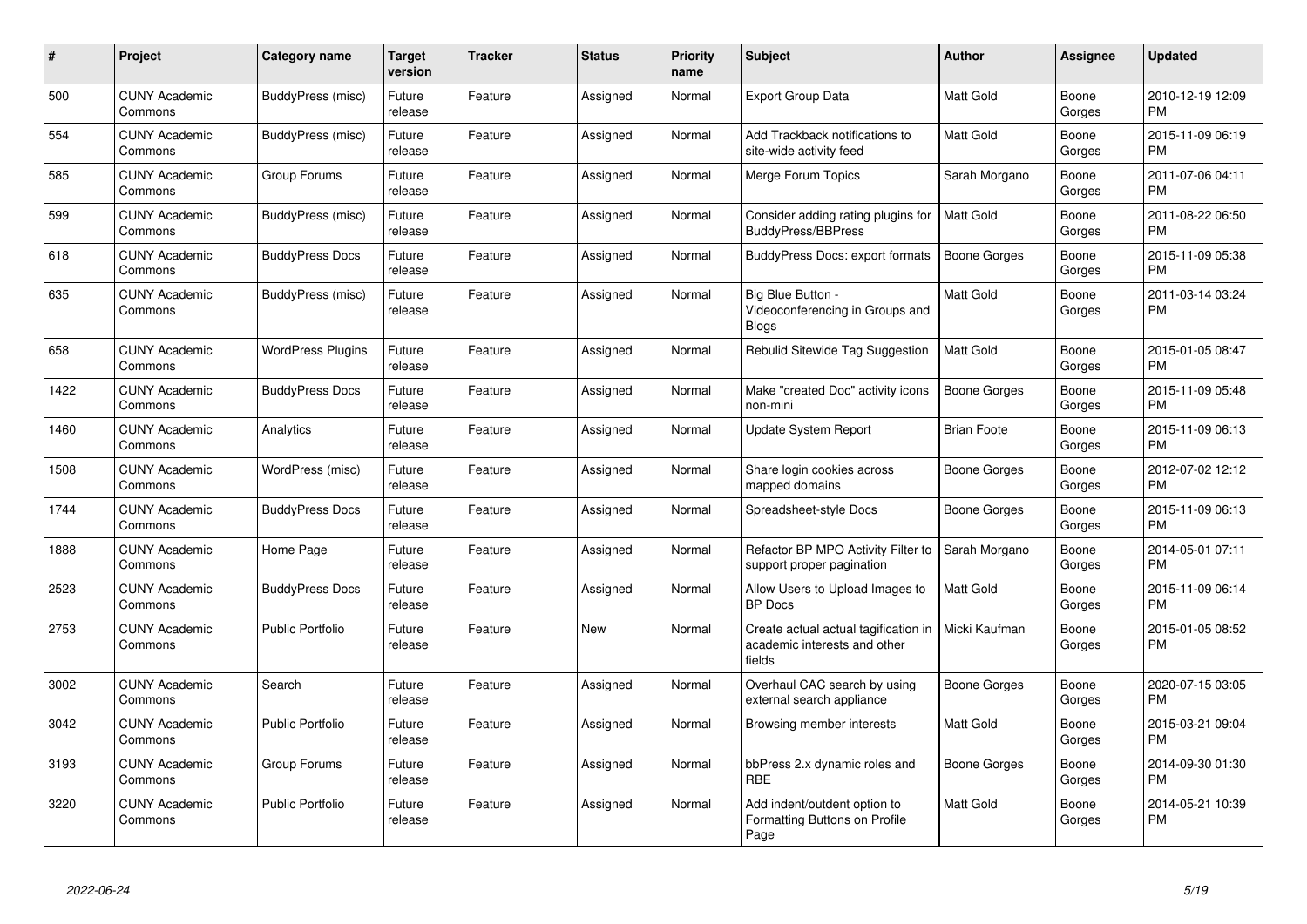| # | Project | Category name | Target version | Tracker | Status | Priority name | Subject | Author | Assignee | Updated |
|---|---|---|---|---|---|---|---|---|---|---|
| 500 | CUNY Academic Commons | BuddyPress (misc) | Future release | Feature | Assigned | Normal | Export Group Data | Matt Gold | Boone Gorges | 2010-12-19 12:09 PM |
| 554 | CUNY Academic Commons | BuddyPress (misc) | Future release | Feature | Assigned | Normal | Add Trackback notifications to site-wide activity feed | Matt Gold | Boone Gorges | 2015-11-09 06:19 PM |
| 585 | CUNY Academic Commons | Group Forums | Future release | Feature | Assigned | Normal | Merge Forum Topics | Sarah Morgano | Boone Gorges | 2011-07-06 04:11 PM |
| 599 | CUNY Academic Commons | BuddyPress (misc) | Future release | Feature | Assigned | Normal | Consider adding rating plugins for BuddyPress/BBPress | Matt Gold | Boone Gorges | 2011-08-22 06:50 PM |
| 618 | CUNY Academic Commons | BuddyPress Docs | Future release | Feature | Assigned | Normal | BuddyPress Docs: export formats | Boone Gorges | Boone Gorges | 2015-11-09 05:38 PM |
| 635 | CUNY Academic Commons | BuddyPress (misc) | Future release | Feature | Assigned | Normal | Big Blue Button - Videoconferencing in Groups and Blogs | Matt Gold | Boone Gorges | 2011-03-14 03:24 PM |
| 658 | CUNY Academic Commons | WordPress Plugins | Future release | Feature | Assigned | Normal | Rebulid Sitewide Tag Suggestion | Matt Gold | Boone Gorges | 2015-01-05 08:47 PM |
| 1422 | CUNY Academic Commons | BuddyPress Docs | Future release | Feature | Assigned | Normal | Make "created Doc" activity icons non-mini | Boone Gorges | Boone Gorges | 2015-11-09 05:48 PM |
| 1460 | CUNY Academic Commons | Analytics | Future release | Feature | Assigned | Normal | Update System Report | Brian Foote | Boone Gorges | 2015-11-09 06:13 PM |
| 1508 | CUNY Academic Commons | WordPress (misc) | Future release | Feature | Assigned | Normal | Share login cookies across mapped domains | Boone Gorges | Boone Gorges | 2012-07-02 12:12 PM |
| 1744 | CUNY Academic Commons | BuddyPress Docs | Future release | Feature | Assigned | Normal | Spreadsheet-style Docs | Boone Gorges | Boone Gorges | 2015-11-09 06:13 PM |
| 1888 | CUNY Academic Commons | Home Page | Future release | Feature | Assigned | Normal | Refactor BP MPO Activity Filter to support proper pagination | Sarah Morgano | Boone Gorges | 2014-05-01 07:11 PM |
| 2523 | CUNY Academic Commons | BuddyPress Docs | Future release | Feature | Assigned | Normal | Allow Users to Upload Images to BP Docs | Matt Gold | Boone Gorges | 2015-11-09 06:14 PM |
| 2753 | CUNY Academic Commons | Public Portfolio | Future release | Feature | New | Normal | Create actual actual tagification in academic interests and other fields | Micki Kaufman | Boone Gorges | 2015-01-05 08:52 PM |
| 3002 | CUNY Academic Commons | Search | Future release | Feature | Assigned | Normal | Overhaul CAC search by using external search appliance | Boone Gorges | Boone Gorges | 2020-07-15 03:05 PM |
| 3042 | CUNY Academic Commons | Public Portfolio | Future release | Feature | Assigned | Normal | Browsing member interests | Matt Gold | Boone Gorges | 2015-03-21 09:04 PM |
| 3193 | CUNY Academic Commons | Group Forums | Future release | Feature | Assigned | Normal | bbPress 2.x dynamic roles and RBE | Boone Gorges | Boone Gorges | 2014-09-30 01:30 PM |
| 3220 | CUNY Academic Commons | Public Portfolio | Future release | Feature | Assigned | Normal | Add indent/outdent option to Formatting Buttons on Profile Page | Matt Gold | Boone Gorges | 2014-05-21 10:39 PM |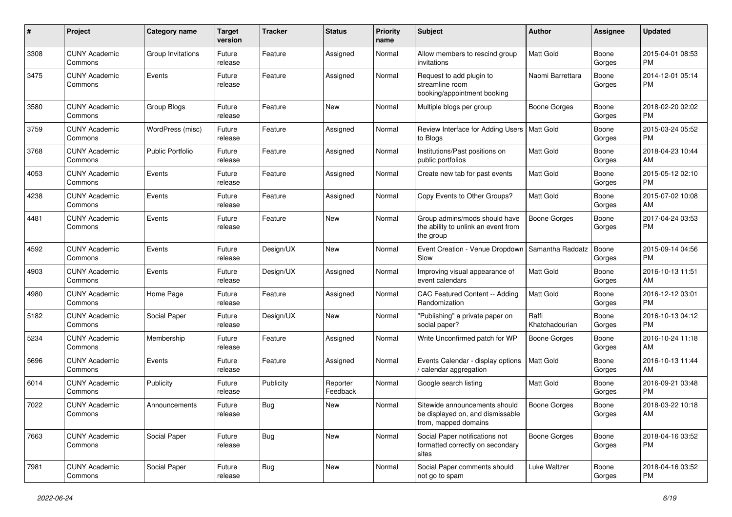| # | Project | Category name | Target version | Tracker | Status | Priority name | Subject | Author | Assignee | Updated |
|---|---|---|---|---|---|---|---|---|---|---|
| 3308 | CUNY Academic Commons | Group Invitations | Future release | Feature | Assigned | Normal | Allow members to rescind group invitations | Matt Gold | Boone Gorges | 2015-04-01 08:53 PM |
| 3475 | CUNY Academic Commons | Events | Future release | Feature | Assigned | Normal | Request to add plugin to streamline room booking/appointment booking | Naomi Barrettara | Boone Gorges | 2014-12-01 05:14 PM |
| 3580 | CUNY Academic Commons | Group Blogs | Future release | Feature | New | Normal | Multiple blogs per group | Boone Gorges | Boone Gorges | 2018-02-20 02:02 PM |
| 3759 | CUNY Academic Commons | WordPress (misc) | Future release | Feature | Assigned | Normal | Review Interface for Adding Users to Blogs | Matt Gold | Boone Gorges | 2015-03-24 05:52 PM |
| 3768 | CUNY Academic Commons | Public Portfolio | Future release | Feature | Assigned | Normal | Institutions/Past positions on public portfolios | Matt Gold | Boone Gorges | 2018-04-23 10:44 AM |
| 4053 | CUNY Academic Commons | Events | Future release | Feature | Assigned | Normal | Create new tab for past events | Matt Gold | Boone Gorges | 2015-05-12 02:10 PM |
| 4238 | CUNY Academic Commons | Events | Future release | Feature | Assigned | Normal | Copy Events to Other Groups? | Matt Gold | Boone Gorges | 2015-07-02 10:08 AM |
| 4481 | CUNY Academic Commons | Events | Future release | Feature | New | Normal | Group admins/mods should have the ability to unlink an event from the group | Boone Gorges | Boone Gorges | 2017-04-24 03:53 PM |
| 4592 | CUNY Academic Commons | Events | Future release | Design/UX | New | Normal | Event Creation - Venue Dropdown Slow | Samantha Raddatz | Boone Gorges | 2015-09-14 04:56 PM |
| 4903 | CUNY Academic Commons | Events | Future release | Design/UX | Assigned | Normal | Improving visual appearance of event calendars | Matt Gold | Boone Gorges | 2016-10-13 11:51 AM |
| 4980 | CUNY Academic Commons | Home Page | Future release | Feature | Assigned | Normal | CAC Featured Content -- Adding Randomization | Matt Gold | Boone Gorges | 2016-12-12 03:01 PM |
| 5182 | CUNY Academic Commons | Social Paper | Future release | Design/UX | New | Normal | "Publishing" a private paper on social paper? | Raffi Khatchadourian | Boone Gorges | 2016-10-13 04:12 PM |
| 5234 | CUNY Academic Commons | Membership | Future release | Feature | Assigned | Normal | Write Unconfirmed patch for WP | Boone Gorges | Boone Gorges | 2016-10-24 11:18 AM |
| 5696 | CUNY Academic Commons | Events | Future release | Feature | Assigned | Normal | Events Calendar - display options / calendar aggregation | Matt Gold | Boone Gorges | 2016-10-13 11:44 AM |
| 6014 | CUNY Academic Commons | Publicity | Future release | Publicity | Reporter Feedback | Normal | Google search listing | Matt Gold | Boone Gorges | 2016-09-21 03:48 PM |
| 7022 | CUNY Academic Commons | Announcements | Future release | Bug | New | Normal | Sitewide announcements should be displayed on, and dismissable from, mapped domains | Boone Gorges | Boone Gorges | 2018-03-22 10:18 AM |
| 7663 | CUNY Academic Commons | Social Paper | Future release | Bug | New | Normal | Social Paper notifications not formatted correctly on secondary sites | Boone Gorges | Boone Gorges | 2018-04-16 03:52 PM |
| 7981 | CUNY Academic Commons | Social Paper | Future release | Bug | New | Normal | Social Paper comments should not go to spam | Luke Waltzer | Boone Gorges | 2018-04-16 03:52 PM |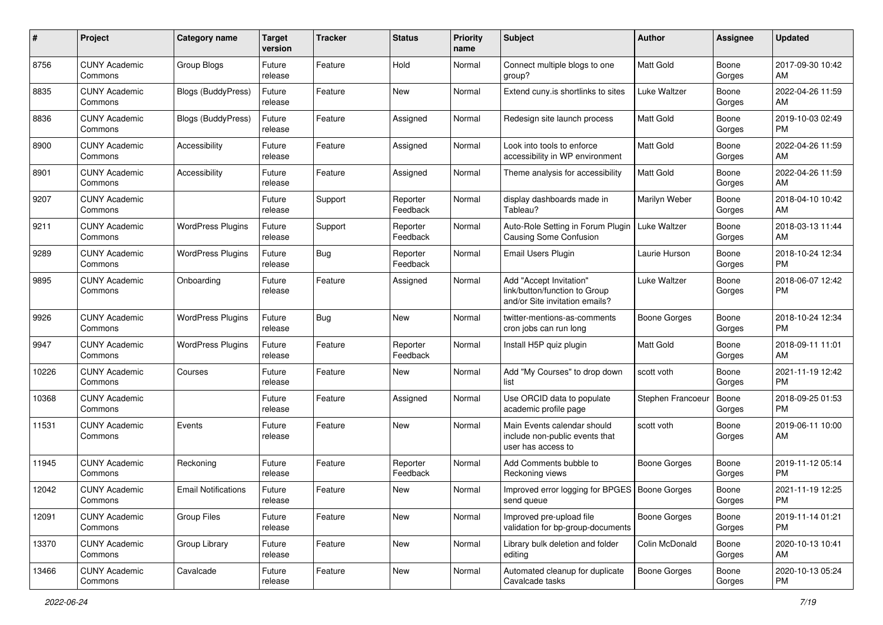| # | Project | Category name | Target version | Tracker | Status | Priority name | Subject | Author | Assignee | Updated |
|---|---|---|---|---|---|---|---|---|---|---|
| 8756 | CUNY Academic Commons | Group Blogs | Future release | Feature | Hold | Normal | Connect multiple blogs to one group? | Matt Gold | Boone Gorges | 2017-09-30 10:42 AM |
| 8835 | CUNY Academic Commons | Blogs (BuddyPress) | Future release | Feature | New | Normal | Extend cuny.is shortlinks to sites | Luke Waltzer | Boone Gorges | 2022-04-26 11:59 AM |
| 8836 | CUNY Academic Commons | Blogs (BuddyPress) | Future release | Feature | Assigned | Normal | Redesign site launch process | Matt Gold | Boone Gorges | 2019-10-03 02:49 PM |
| 8900 | CUNY Academic Commons | Accessibility | Future release | Feature | Assigned | Normal | Look into tools to enforce accessibility in WP environment | Matt Gold | Boone Gorges | 2022-04-26 11:59 AM |
| 8901 | CUNY Academic Commons | Accessibility | Future release | Feature | Assigned | Normal | Theme analysis for accessibility | Matt Gold | Boone Gorges | 2022-04-26 11:59 AM |
| 9207 | CUNY Academic Commons | | Future release | Support | Reporter Feedback | Normal | display dashboards made in Tableau? | Marilyn Weber | Boone Gorges | 2018-04-10 10:42 AM |
| 9211 | CUNY Academic Commons | WordPress Plugins | Future release | Support | Reporter Feedback | Normal | Auto-Role Setting in Forum Plugin Causing Some Confusion | Luke Waltzer | Boone Gorges | 2018-03-13 11:44 AM |
| 9289 | CUNY Academic Commons | WordPress Plugins | Future release | Bug | Reporter Feedback | Normal | Email Users Plugin | Laurie Hurson | Boone Gorges | 2018-10-24 12:34 PM |
| 9895 | CUNY Academic Commons | Onboarding | Future release | Feature | Assigned | Normal | Add "Accept Invitation" link/button/function to Group and/or Site invitation emails? | Luke Waltzer | Boone Gorges | 2018-06-07 12:42 PM |
| 9926 | CUNY Academic Commons | WordPress Plugins | Future release | Bug | New | Normal | twitter-mentions-as-comments cron jobs can run long | Boone Gorges | Boone Gorges | 2018-10-24 12:34 PM |
| 9947 | CUNY Academic Commons | WordPress Plugins | Future release | Feature | Reporter Feedback | Normal | Install H5P quiz plugin | Matt Gold | Boone Gorges | 2018-09-11 11:01 AM |
| 10226 | CUNY Academic Commons | Courses | Future release | Feature | New | Normal | Add "My Courses" to drop down list | scott voth | Boone Gorges | 2021-11-19 12:42 PM |
| 10368 | CUNY Academic Commons | | Future release | Feature | Assigned | Normal | Use ORCID data to populate academic profile page | Stephen Francoeur | Boone Gorges | 2018-09-25 01:53 PM |
| 11531 | CUNY Academic Commons | Events | Future release | Feature | New | Normal | Main Events calendar should include non-public events that user has access to | scott voth | Boone Gorges | 2019-06-11 10:00 AM |
| 11945 | CUNY Academic Commons | Reckoning | Future release | Feature | Reporter Feedback | Normal | Add Comments bubble to Reckoning views | Boone Gorges | Boone Gorges | 2019-11-12 05:14 PM |
| 12042 | CUNY Academic Commons | Email Notifications | Future release | Feature | New | Normal | Improved error logging for BPGES send queue | Boone Gorges | Boone Gorges | 2021-11-19 12:25 PM |
| 12091 | CUNY Academic Commons | Group Files | Future release | Feature | New | Normal | Improved pre-upload file validation for bp-group-documents | Boone Gorges | Boone Gorges | 2019-11-14 01:21 PM |
| 13370 | CUNY Academic Commons | Group Library | Future release | Feature | New | Normal | Library bulk deletion and folder editing | Colin McDonald | Boone Gorges | 2020-10-13 10:41 AM |
| 13466 | CUNY Academic Commons | Cavalcade | Future release | Feature | New | Normal | Automated cleanup for duplicate Cavalcade tasks | Boone Gorges | Boone Gorges | 2020-10-13 05:24 PM |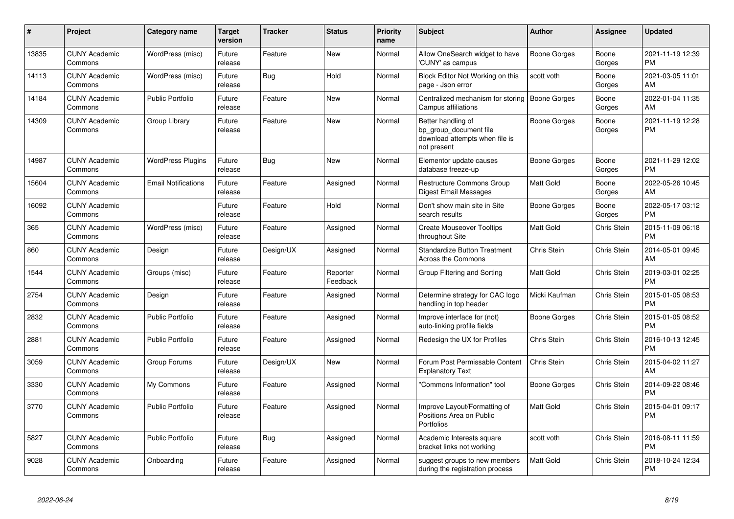| # | Project | Category name | Target version | Tracker | Status | Priority name | Subject | Author | Assignee | Updated |
|---|---|---|---|---|---|---|---|---|---|---|
| 13835 | CUNY Academic Commons | WordPress (misc) | Future release | Feature | New | Normal | Allow OneSearch widget to have 'CUNY' as campus | Boone Gorges | Boone Gorges | 2021-11-19 12:39 PM |
| 14113 | CUNY Academic Commons | WordPress (misc) | Future release | Bug | Hold | Normal | Block Editor Not Working on this page - Json error | scott voth | Boone Gorges | 2021-03-05 11:01 AM |
| 14184 | CUNY Academic Commons | Public Portfolio | Future release | Feature | New | Normal | Centralized mechanism for storing Campus affiliations | Boone Gorges | Boone Gorges | 2022-01-04 11:35 AM |
| 14309 | CUNY Academic Commons | Group Library | Future release | Feature | New | Normal | Better handling of bp_group_document file download attempts when file is not present | Boone Gorges | Boone Gorges | 2021-11-19 12:28 PM |
| 14987 | CUNY Academic Commons | WordPress Plugins | Future release | Bug | New | Normal | Elementor update causes database freeze-up | Boone Gorges | Boone Gorges | 2021-11-29 12:02 PM |
| 15604 | CUNY Academic Commons | Email Notifications | Future release | Feature | Assigned | Normal | Restructure Commons Group Digest Email Messages | Matt Gold | Boone Gorges | 2022-05-26 10:45 AM |
| 16092 | CUNY Academic Commons | | Future release | Feature | Hold | Normal | Don't show main site in Site search results | Boone Gorges | Boone Gorges | 2022-05-17 03:12 PM |
| 365 | CUNY Academic Commons | WordPress (misc) | Future release | Feature | Assigned | Normal | Create Mouseover Tooltips throughout Site | Matt Gold | Chris Stein | 2015-11-09 06:18 PM |
| 860 | CUNY Academic Commons | Design | Future release | Design/UX | Assigned | Normal | Standardize Button Treatment Across the Commons | Chris Stein | Chris Stein | 2014-05-01 09:45 AM |
| 1544 | CUNY Academic Commons | Groups (misc) | Future release | Feature | Reporter Feedback | Normal | Group Filtering and Sorting | Matt Gold | Chris Stein | 2019-03-01 02:25 PM |
| 2754 | CUNY Academic Commons | Design | Future release | Feature | Assigned | Normal | Determine strategy for CAC logo handling in top header | Micki Kaufman | Chris Stein | 2015-01-05 08:53 PM |
| 2832 | CUNY Academic Commons | Public Portfolio | Future release | Feature | Assigned | Normal | Improve interface for (not) auto-linking profile fields | Boone Gorges | Chris Stein | 2015-01-05 08:52 PM |
| 2881 | CUNY Academic Commons | Public Portfolio | Future release | Feature | Assigned | Normal | Redesign the UX for Profiles | Chris Stein | Chris Stein | 2016-10-13 12:45 PM |
| 3059 | CUNY Academic Commons | Group Forums | Future release | Design/UX | New | Normal | Forum Post Permissable Content Explanatory Text | Chris Stein | Chris Stein | 2015-04-02 11:27 AM |
| 3330 | CUNY Academic Commons | My Commons | Future release | Feature | Assigned | Normal | "Commons Information" tool | Boone Gorges | Chris Stein | 2014-09-22 08:46 PM |
| 3770 | CUNY Academic Commons | Public Portfolio | Future release | Feature | Assigned | Normal | Improve Layout/Formatting of Positions Area on Public Portfolios | Matt Gold | Chris Stein | 2015-04-01 09:17 PM |
| 5827 | CUNY Academic Commons | Public Portfolio | Future release | Bug | Assigned | Normal | Academic Interests square bracket links not working | scott voth | Chris Stein | 2016-08-11 11:59 PM |
| 9028 | CUNY Academic Commons | Onboarding | Future release | Feature | Assigned | Normal | suggest groups to new members during the registration process | Matt Gold | Chris Stein | 2018-10-24 12:34 PM |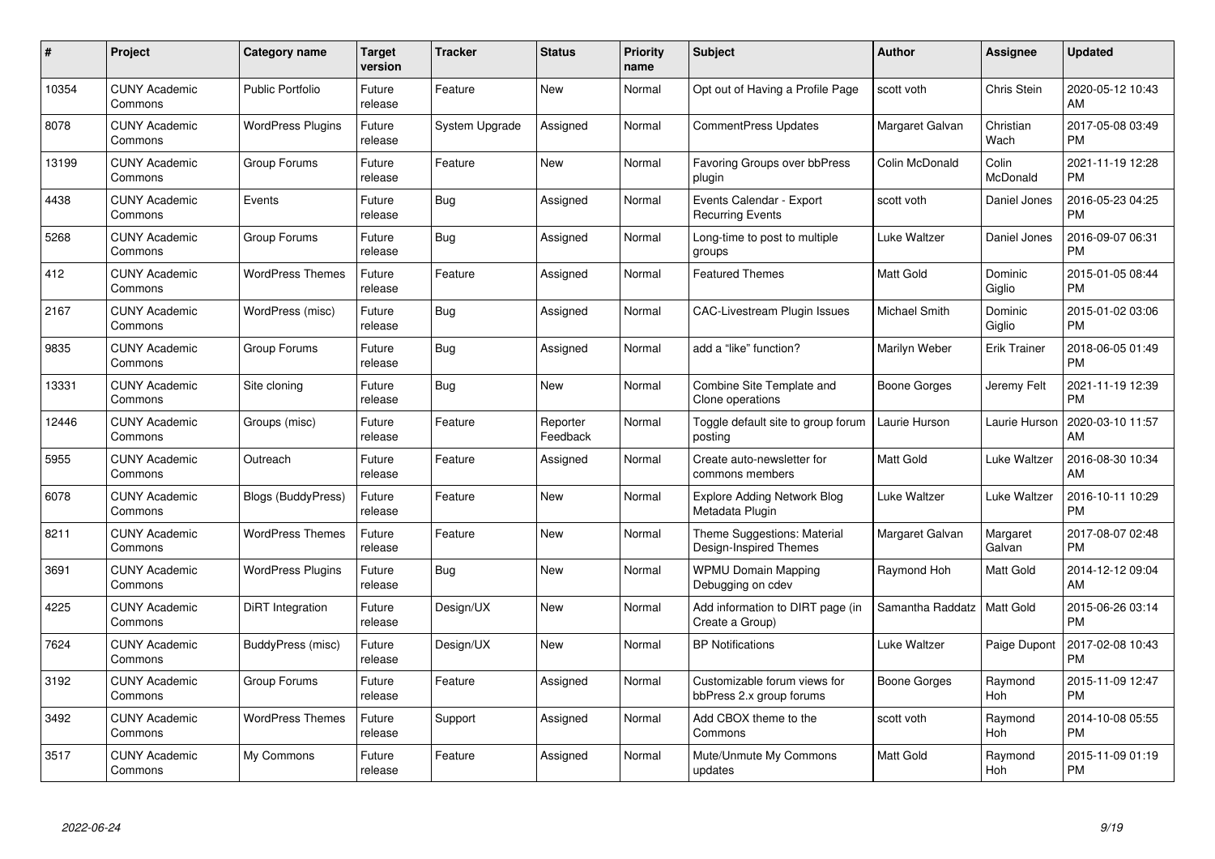| # | Project | Category name | Target version | Tracker | Status | Priority name | Subject | Author | Assignee | Updated |
|---|---|---|---|---|---|---|---|---|---|---|
| 10354 | CUNY Academic Commons | Public Portfolio | Future release | Feature | New | Normal | Opt out of Having a Profile Page | scott voth | Chris Stein | 2020-05-12 10:43 AM |
| 8078 | CUNY Academic Commons | WordPress Plugins | Future release | System Upgrade | Assigned | Normal | CommentPress Updates | Margaret Galvan | Christian Wach | 2017-05-08 03:49 PM |
| 13199 | CUNY Academic Commons | Group Forums | Future release | Feature | New | Normal | Favoring Groups over bbPress plugin | Colin McDonald | Colin McDonald | 2021-11-19 12:28 PM |
| 4438 | CUNY Academic Commons | Events | Future release | Bug | Assigned | Normal | Events Calendar - Export Recurring Events | scott voth | Daniel Jones | 2016-05-23 04:25 PM |
| 5268 | CUNY Academic Commons | Group Forums | Future release | Bug | Assigned | Normal | Long-time to post to multiple groups | Luke Waltzer | Daniel Jones | 2016-09-07 06:31 PM |
| 412 | CUNY Academic Commons | WordPress Themes | Future release | Feature | Assigned | Normal | Featured Themes | Matt Gold | Dominic Giglio | 2015-01-05 08:44 PM |
| 2167 | CUNY Academic Commons | WordPress (misc) | Future release | Bug | Assigned | Normal | CAC-Livestream Plugin Issues | Michael Smith | Dominic Giglio | 2015-01-02 03:06 PM |
| 9835 | CUNY Academic Commons | Group Forums | Future release | Bug | Assigned | Normal | add a "like" function? | Marilyn Weber | Erik Trainer | 2018-06-05 01:49 PM |
| 13331 | CUNY Academic Commons | Site cloning | Future release | Bug | New | Normal | Combine Site Template and Clone operations | Boone Gorges | Jeremy Felt | 2021-11-19 12:39 PM |
| 12446 | CUNY Academic Commons | Groups (misc) | Future release | Feature | Reporter Feedback | Normal | Toggle default site to group forum posting | Laurie Hurson | Laurie Hurson | 2020-03-10 11:57 AM |
| 5955 | CUNY Academic Commons | Outreach | Future release | Feature | Assigned | Normal | Create auto-newsletter for commons members | Matt Gold | Luke Waltzer | 2016-08-30 10:34 AM |
| 6078 | CUNY Academic Commons | Blogs (BuddyPress) | Future release | Feature | New | Normal | Explore Adding Network Blog Metadata Plugin | Luke Waltzer | Luke Waltzer | 2016-10-11 10:29 PM |
| 8211 | CUNY Academic Commons | WordPress Themes | Future release | Feature | New | Normal | Theme Suggestions: Material Design-Inspired Themes | Margaret Galvan | Margaret Galvan | 2017-08-07 02:48 PM |
| 3691 | CUNY Academic Commons | WordPress Plugins | Future release | Bug | New | Normal | WPMU Domain Mapping Debugging on cdev | Raymond Hoh | Matt Gold | 2014-12-12 09:04 AM |
| 4225 | CUNY Academic Commons | DiRT Integration | Future release | Design/UX | New | Normal | Add information to DIRT page (in Create a Group) | Samantha Raddatz | Matt Gold | 2015-06-26 03:14 PM |
| 7624 | CUNY Academic Commons | BuddyPress (misc) | Future release | Design/UX | New | Normal | BP Notifications | Luke Waltzer | Paige Dupont | 2017-02-08 10:43 PM |
| 3192 | CUNY Academic Commons | Group Forums | Future release | Feature | Assigned | Normal | Customizable forum views for bbPress 2.x group forums | Boone Gorges | Raymond Hoh | 2015-11-09 12:47 PM |
| 3492 | CUNY Academic Commons | WordPress Themes | Future release | Support | Assigned | Normal | Add CBOX theme to the Commons | scott voth | Raymond Hoh | 2014-10-08 05:55 PM |
| 3517 | CUNY Academic Commons | My Commons | Future release | Feature | Assigned | Normal | Mute/Unmute My Commons updates | Matt Gold | Raymond Hoh | 2015-11-09 01:19 PM |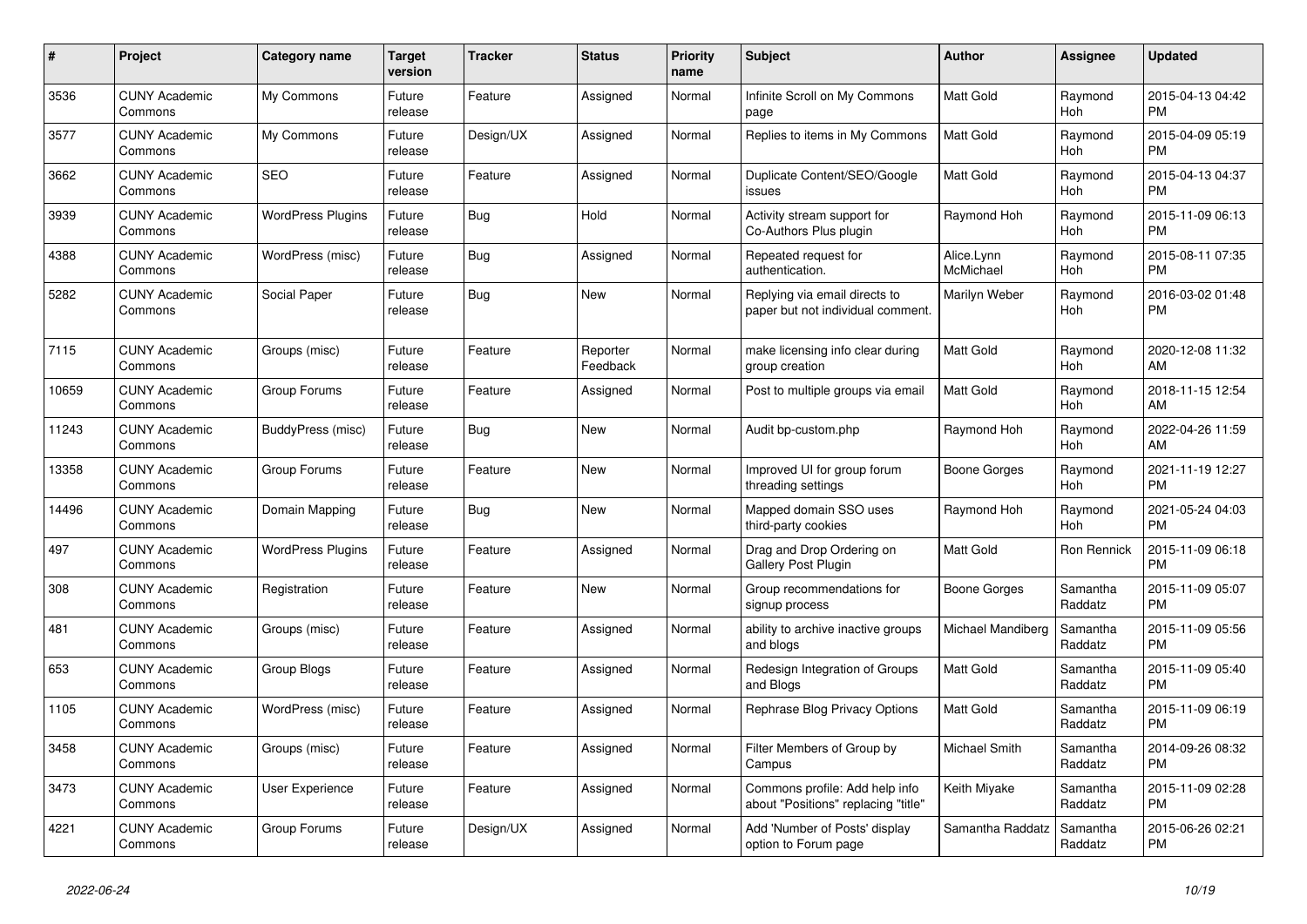| # | Project | Category name | Target version | Tracker | Status | Priority name | Subject | Author | Assignee | Updated |
|---|---|---|---|---|---|---|---|---|---|---|
| 3536 | CUNY Academic Commons | My Commons | Future release | Feature | Assigned | Normal | Infinite Scroll on My Commons page | Matt Gold | Raymond Hoh | 2015-04-13 04:42 PM |
| 3577 | CUNY Academic Commons | My Commons | Future release | Design/UX | Assigned | Normal | Replies to items in My Commons | Matt Gold | Raymond Hoh | 2015-04-09 05:19 PM |
| 3662 | CUNY Academic Commons | SEO | Future release | Feature | Assigned | Normal | Duplicate Content/SEO/Google issues | Matt Gold | Raymond Hoh | 2015-04-13 04:37 PM |
| 3939 | CUNY Academic Commons | WordPress Plugins | Future release | Bug | Hold | Normal | Activity stream support for Co-Authors Plus plugin | Raymond Hoh | Raymond Hoh | 2015-11-09 06:13 PM |
| 4388 | CUNY Academic Commons | WordPress (misc) | Future release | Bug | Assigned | Normal | Repeated request for authentication. | Alice.Lynn McMichael | Raymond Hoh | 2015-08-11 07:35 PM |
| 5282 | CUNY Academic Commons | Social Paper | Future release | Bug | New | Normal | Replying via email directs to paper but not individual comment. | Marilyn Weber | Raymond Hoh | 2016-03-02 01:48 PM |
| 7115 | CUNY Academic Commons | Groups (misc) | Future release | Feature | Reporter Feedback | Normal | make licensing info clear during group creation | Matt Gold | Raymond Hoh | 2020-12-08 11:32 AM |
| 10659 | CUNY Academic Commons | Group Forums | Future release | Feature | Assigned | Normal | Post to multiple groups via email | Matt Gold | Raymond Hoh | 2018-11-15 12:54 AM |
| 11243 | CUNY Academic Commons | BuddyPress (misc) | Future release | Bug | New | Normal | Audit bp-custom.php | Raymond Hoh | Raymond Hoh | 2022-04-26 11:59 AM |
| 13358 | CUNY Academic Commons | Group Forums | Future release | Feature | New | Normal | Improved UI for group forum threading settings | Boone Gorges | Raymond Hoh | 2021-11-19 12:27 PM |
| 14496 | CUNY Academic Commons | Domain Mapping | Future release | Bug | New | Normal | Mapped domain SSO uses third-party cookies | Raymond Hoh | Raymond Hoh | 2021-05-24 04:03 PM |
| 497 | CUNY Academic Commons | WordPress Plugins | Future release | Feature | Assigned | Normal | Drag and Drop Ordering on Gallery Post Plugin | Matt Gold | Ron Rennick | 2015-11-09 06:18 PM |
| 308 | CUNY Academic Commons | Registration | Future release | Feature | New | Normal | Group recommendations for signup process | Boone Gorges | Samantha Raddatz | 2015-11-09 05:07 PM |
| 481 | CUNY Academic Commons | Groups (misc) | Future release | Feature | Assigned | Normal | ability to archive inactive groups and blogs | Michael Mandiberg | Samantha Raddatz | 2015-11-09 05:56 PM |
| 653 | CUNY Academic Commons | Group Blogs | Future release | Feature | Assigned | Normal | Redesign Integration of Groups and Blogs | Matt Gold | Samantha Raddatz | 2015-11-09 05:40 PM |
| 1105 | CUNY Academic Commons | WordPress (misc) | Future release | Feature | Assigned | Normal | Rephrase Blog Privacy Options | Matt Gold | Samantha Raddatz | 2015-11-09 06:19 PM |
| 3458 | CUNY Academic Commons | Groups (misc) | Future release | Feature | Assigned | Normal | Filter Members of Group by Campus | Michael Smith | Samantha Raddatz | 2014-09-26 08:32 PM |
| 3473 | CUNY Academic Commons | User Experience | Future release | Feature | Assigned | Normal | Commons profile: Add help info about "Positions" replacing "title" | Keith Miyake | Samantha Raddatz | 2015-11-09 02:28 PM |
| 4221 | CUNY Academic Commons | Group Forums | Future release | Design/UX | Assigned | Normal | Add 'Number of Posts' display option to Forum page | Samantha Raddatz | Samantha Raddatz | 2015-06-26 02:21 PM |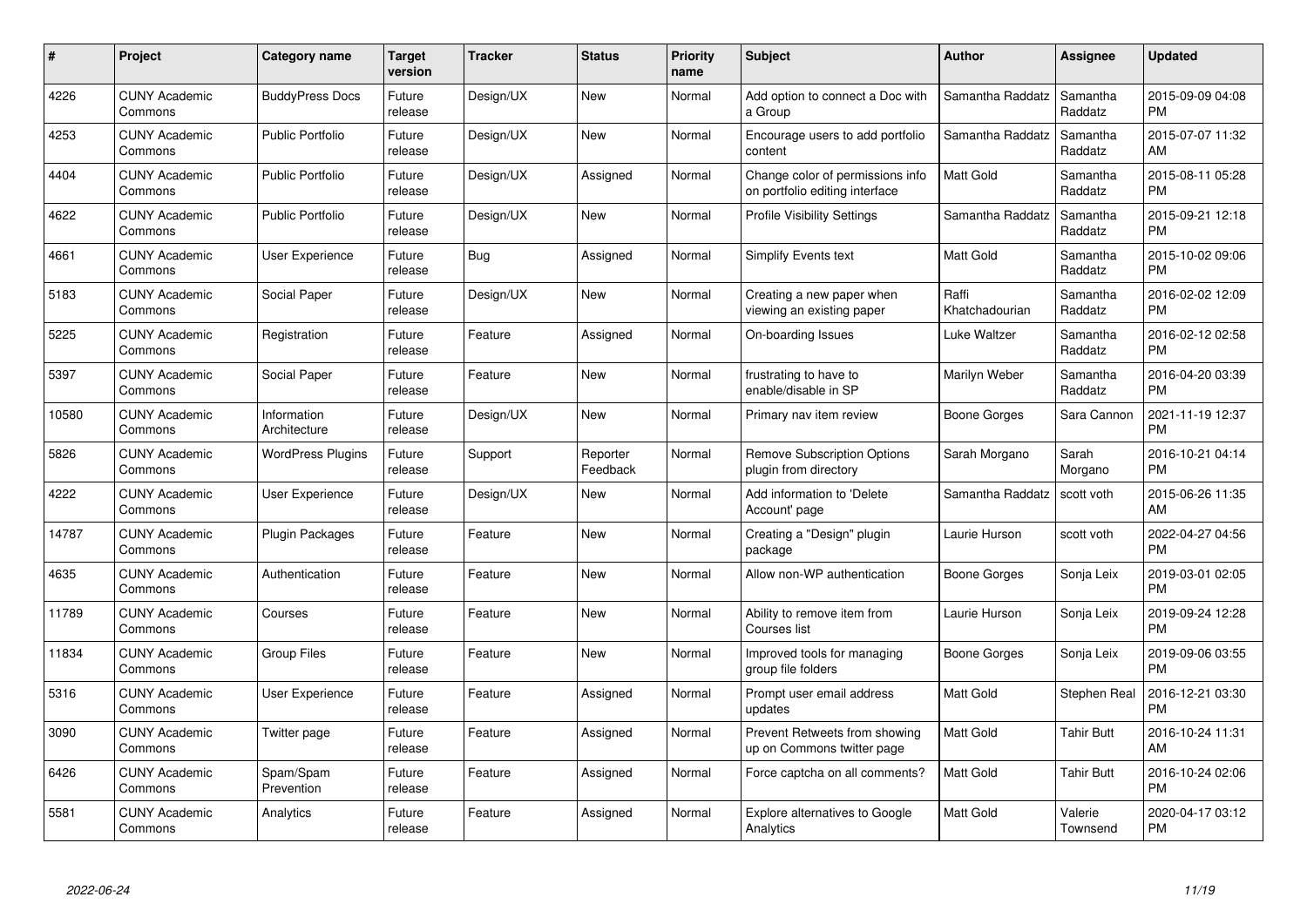| # | Project | Category name | Target version | Tracker | Status | Priority name | Subject | Author | Assignee | Updated |
|---|---|---|---|---|---|---|---|---|---|---|
| 4226 | CUNY Academic Commons | BuddyPress Docs | Future release | Design/UX | New | Normal | Add option to connect a Doc with a Group | Samantha Raddatz | Samantha Raddatz | 2015-09-09 04:08 PM |
| 4253 | CUNY Academic Commons | Public Portfolio | Future release | Design/UX | New | Normal | Encourage users to add portfolio content | Samantha Raddatz | Samantha Raddatz | 2015-07-07 11:32 AM |
| 4404 | CUNY Academic Commons | Public Portfolio | Future release | Design/UX | Assigned | Normal | Change color of permissions info on portfolio editing interface | Matt Gold | Samantha Raddatz | 2015-08-11 05:28 PM |
| 4622 | CUNY Academic Commons | Public Portfolio | Future release | Design/UX | New | Normal | Profile Visibility Settings | Samantha Raddatz | Samantha Raddatz | 2015-09-21 12:18 PM |
| 4661 | CUNY Academic Commons | User Experience | Future release | Bug | Assigned | Normal | Simplify Events text | Matt Gold | Samantha Raddatz | 2015-10-02 09:06 PM |
| 5183 | CUNY Academic Commons | Social Paper | Future release | Design/UX | New | Normal | Creating a new paper when viewing an existing paper | Raffi Khatchadourian | Samantha Raddatz | 2016-02-02 12:09 PM |
| 5225 | CUNY Academic Commons | Registration | Future release | Feature | Assigned | Normal | On-boarding Issues | Luke Waltzer | Samantha Raddatz | 2016-02-12 02:58 PM |
| 5397 | CUNY Academic Commons | Social Paper | Future release | Feature | New | Normal | frustrating to have to enable/disable in SP | Marilyn Weber | Samantha Raddatz | 2016-04-20 03:39 PM |
| 10580 | CUNY Academic Commons | Information Architecture | Future release | Design/UX | New | Normal | Primary nav item review | Boone Gorges | Sara Cannon | 2021-11-19 12:37 PM |
| 5826 | CUNY Academic Commons | WordPress Plugins | Future release | Support | Reporter Feedback | Normal | Remove Subscription Options plugin from directory | Sarah Morgano | Sarah Morgano | 2016-10-21 04:14 PM |
| 4222 | CUNY Academic Commons | User Experience | Future release | Design/UX | New | Normal | Add information to 'Delete Account' page | Samantha Raddatz | scott voth | 2015-06-26 11:35 AM |
| 14787 | CUNY Academic Commons | Plugin Packages | Future release | Feature | New | Normal | Creating a "Design" plugin package | Laurie Hurson | scott voth | 2022-04-27 04:56 PM |
| 4635 | CUNY Academic Commons | Authentication | Future release | Feature | New | Normal | Allow non-WP authentication | Boone Gorges | Sonja Leix | 2019-03-01 02:05 PM |
| 11789 | CUNY Academic Commons | Courses | Future release | Feature | New | Normal | Ability to remove item from Courses list | Laurie Hurson | Sonja Leix | 2019-09-24 12:28 PM |
| 11834 | CUNY Academic Commons | Group Files | Future release | Feature | New | Normal | Improved tools for managing group file folders | Boone Gorges | Sonja Leix | 2019-09-06 03:55 PM |
| 5316 | CUNY Academic Commons | User Experience | Future release | Feature | Assigned | Normal | Prompt user email address updates | Matt Gold | Stephen Real | 2016-12-21 03:30 PM |
| 3090 | CUNY Academic Commons | Twitter page | Future release | Feature | Assigned | Normal | Prevent Retweets from showing up on Commons twitter page | Matt Gold | Tahir Butt | 2016-10-24 11:31 AM |
| 6426 | CUNY Academic Commons | Spam/Spam Prevention | Future release | Feature | Assigned | Normal | Force captcha on all comments? | Matt Gold | Tahir Butt | 2016-10-24 02:06 PM |
| 5581 | CUNY Academic Commons | Analytics | Future release | Feature | Assigned | Normal | Explore alternatives to Google Analytics | Matt Gold | Valerie Townsend | 2020-04-17 03:12 PM |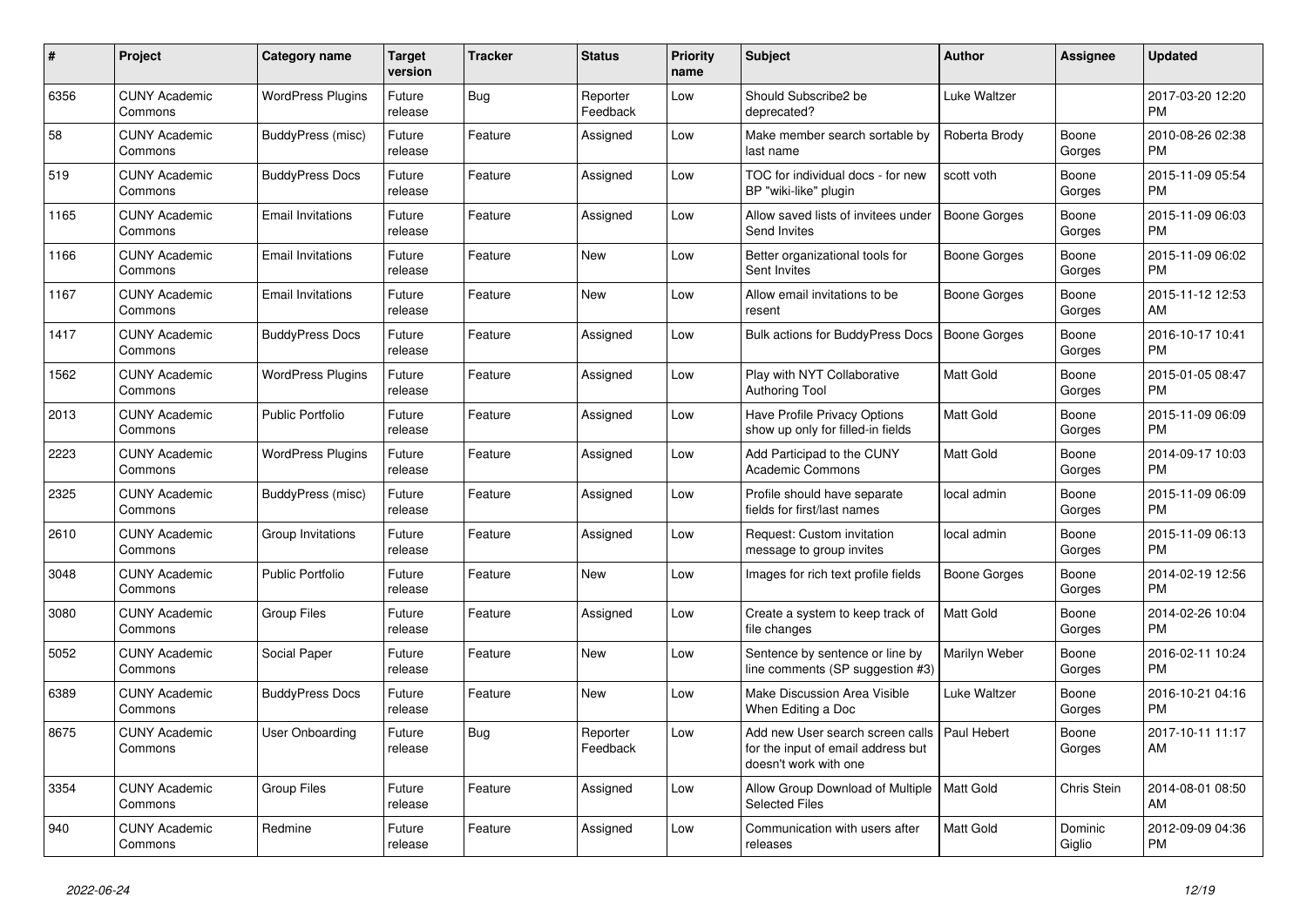| # | Project | Category name | Target version | Tracker | Status | Priority name | Subject | Author | Assignee | Updated |
|---|---|---|---|---|---|---|---|---|---|---|
| 6356 | CUNY Academic Commons | WordPress Plugins | Future release | Bug | Reporter Feedback | Low | Should Subscribe2 be deprecated? | Luke Waltzer | | 2017-03-20 12:20 PM |
| 58 | CUNY Academic Commons | BuddyPress (misc) | Future release | Feature | Assigned | Low | Make member search sortable by last name | Roberta Brody | Boone Gorges | 2010-08-26 02:38 PM |
| 519 | CUNY Academic Commons | BuddyPress Docs | Future release | Feature | Assigned | Low | TOC for individual docs - for new BP "wiki-like" plugin | scott voth | Boone Gorges | 2015-11-09 05:54 PM |
| 1165 | CUNY Academic Commons | Email Invitations | Future release | Feature | Assigned | Low | Allow saved lists of invitees under Send Invites | Boone Gorges | Boone Gorges | 2015-11-09 06:03 PM |
| 1166 | CUNY Academic Commons | Email Invitations | Future release | Feature | New | Low | Better organizational tools for Sent Invites | Boone Gorges | Boone Gorges | 2015-11-09 06:02 PM |
| 1167 | CUNY Academic Commons | Email Invitations | Future release | Feature | New | Low | Allow email invitations to be resent | Boone Gorges | Boone Gorges | 2015-11-12 12:53 AM |
| 1417 | CUNY Academic Commons | BuddyPress Docs | Future release | Feature | Assigned | Low | Bulk actions for BuddyPress Docs | Boone Gorges | Boone Gorges | 2016-10-17 10:41 PM |
| 1562 | CUNY Academic Commons | WordPress Plugins | Future release | Feature | Assigned | Low | Play with NYT Collaborative Authoring Tool | Matt Gold | Boone Gorges | 2015-01-05 08:47 PM |
| 2013 | CUNY Academic Commons | Public Portfolio | Future release | Feature | Assigned | Low | Have Profile Privacy Options show up only for filled-in fields | Matt Gold | Boone Gorges | 2015-11-09 06:09 PM |
| 2223 | CUNY Academic Commons | WordPress Plugins | Future release | Feature | Assigned | Low | Add Participad to the CUNY Academic Commons | Matt Gold | Boone Gorges | 2014-09-17 10:03 PM |
| 2325 | CUNY Academic Commons | BuddyPress (misc) | Future release | Feature | Assigned | Low | Profile should have separate fields for first/last names | local admin | Boone Gorges | 2015-11-09 06:09 PM |
| 2610 | CUNY Academic Commons | Group Invitations | Future release | Feature | Assigned | Low | Request: Custom invitation message to group invites | local admin | Boone Gorges | 2015-11-09 06:13 PM |
| 3048 | CUNY Academic Commons | Public Portfolio | Future release | Feature | New | Low | Images for rich text profile fields | Boone Gorges | Boone Gorges | 2014-02-19 12:56 PM |
| 3080 | CUNY Academic Commons | Group Files | Future release | Feature | Assigned | Low | Create a system to keep track of file changes | Matt Gold | Boone Gorges | 2014-02-26 10:04 PM |
| 5052 | CUNY Academic Commons | Social Paper | Future release | Feature | New | Low | Sentence by sentence or line by line comments (SP suggestion #3) | Marilyn Weber | Boone Gorges | 2016-02-11 10:24 PM |
| 6389 | CUNY Academic Commons | BuddyPress Docs | Future release | Feature | New | Low | Make Discussion Area Visible When Editing a Doc | Luke Waltzer | Boone Gorges | 2016-10-21 04:16 PM |
| 8675 | CUNY Academic Commons | User Onboarding | Future release | Bug | Reporter Feedback | Low | Add new User search screen calls for the input of email address but doesn't work with one | Paul Hebert | Boone Gorges | 2017-10-11 11:17 AM |
| 3354 | CUNY Academic Commons | Group Files | Future release | Feature | Assigned | Low | Allow Group Download of Multiple Selected Files | Matt Gold | Chris Stein | 2014-08-01 08:50 AM |
| 940 | CUNY Academic Commons | Redmine | Future release | Feature | Assigned | Low | Communication with users after releases | Matt Gold | Dominic Giglio | 2012-09-09 04:36 PM |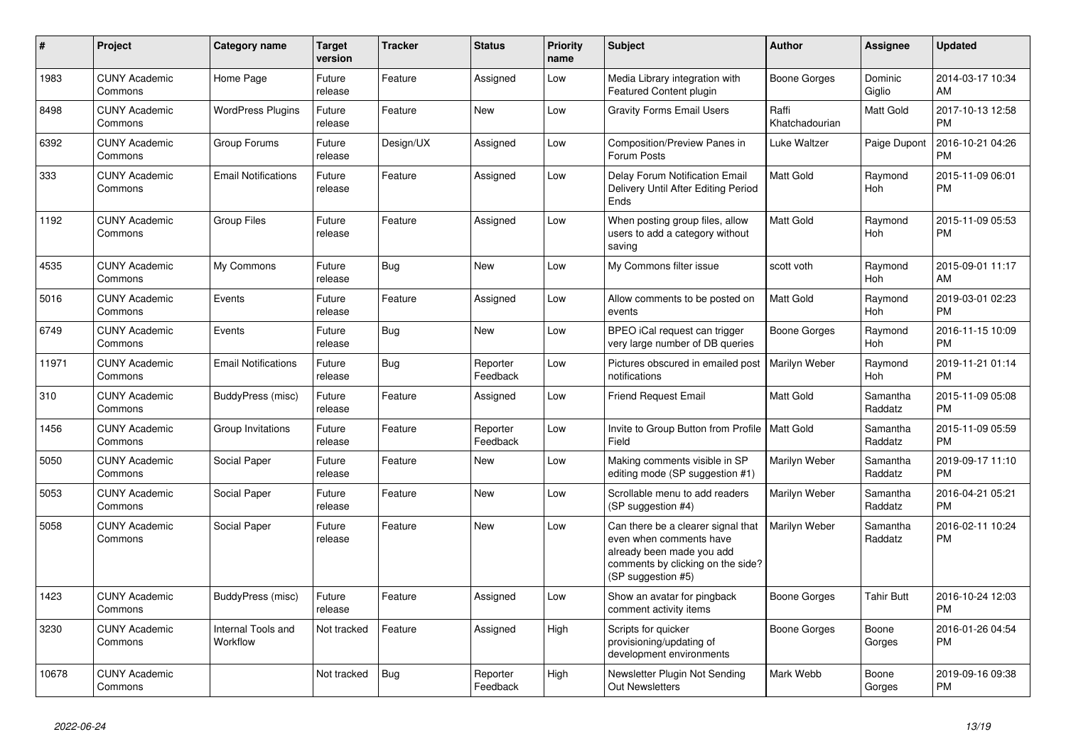| # | Project | Category name | Target version | Tracker | Status | Priority name | Subject | Author | Assignee | Updated |
|---|---|---|---|---|---|---|---|---|---|---|
| 1983 | CUNY Academic Commons | Home Page | Future release | Feature | Assigned | Low | Media Library integration with Featured Content plugin | Boone Gorges | Dominic Giglio | 2014-03-17 10:34 AM |
| 8498 | CUNY Academic Commons | WordPress Plugins | Future release | Feature | New | Low | Gravity Forms Email Users | Raffi Khatchadourian | Matt Gold | 2017-10-13 12:58 PM |
| 6392 | CUNY Academic Commons | Group Forums | Future release | Design/UX | Assigned | Low | Composition/Preview Panes in Forum Posts | Luke Waltzer | Paige Dupont | 2016-10-21 04:26 PM |
| 333 | CUNY Academic Commons | Email Notifications | Future release | Feature | Assigned | Low | Delay Forum Notification Email Delivery Until After Editing Period Ends | Matt Gold | Raymond Hoh | 2015-11-09 06:01 PM |
| 1192 | CUNY Academic Commons | Group Files | Future release | Feature | Assigned | Low | When posting group files, allow users to add a category without saving | Matt Gold | Raymond Hoh | 2015-11-09 05:53 PM |
| 4535 | CUNY Academic Commons | My Commons | Future release | Bug | New | Low | My Commons filter issue | scott voth | Raymond Hoh | 2015-09-01 11:17 AM |
| 5016 | CUNY Academic Commons | Events | Future release | Feature | Assigned | Low | Allow comments to be posted on events | Matt Gold | Raymond Hoh | 2019-03-01 02:23 PM |
| 6749 | CUNY Academic Commons | Events | Future release | Bug | New | Low | BPEO iCal request can trigger very large number of DB queries | Boone Gorges | Raymond Hoh | 2016-11-15 10:09 PM |
| 11971 | CUNY Academic Commons | Email Notifications | Future release | Bug | Reporter Feedback | Low | Pictures obscured in emailed post notifications | Marilyn Weber | Raymond Hoh | 2019-11-21 01:14 PM |
| 310 | CUNY Academic Commons | BuddyPress (misc) | Future release | Feature | Assigned | Low | Friend Request Email | Matt Gold | Samantha Raddatz | 2015-11-09 05:08 PM |
| 1456 | CUNY Academic Commons | Group Invitations | Future release | Feature | Reporter Feedback | Low | Invite to Group Button from Profile Field | Matt Gold | Samantha Raddatz | 2015-11-09 05:59 PM |
| 5050 | CUNY Academic Commons | Social Paper | Future release | Feature | New | Low | Making comments visible in SP editing mode (SP suggestion #1) | Marilyn Weber | Samantha Raddatz | 2019-09-17 11:10 PM |
| 5053 | CUNY Academic Commons | Social Paper | Future release | Feature | New | Low | Scrollable menu to add readers (SP suggestion #4) | Marilyn Weber | Samantha Raddatz | 2016-04-21 05:21 PM |
| 5058 | CUNY Academic Commons | Social Paper | Future release | Feature | New | Low | Can there be a clearer signal that even when comments have already been made you add comments by clicking on the side? (SP suggestion #5) | Marilyn Weber | Samantha Raddatz | 2016-02-11 10:24 PM |
| 1423 | CUNY Academic Commons | BuddyPress (misc) | Future release | Feature | Assigned | Low | Show an avatar for pingback comment activity items | Boone Gorges | Tahir Butt | 2016-10-24 12:03 PM |
| 3230 | CUNY Academic Commons | Internal Tools and Workflow | Not tracked | Feature | Assigned | High | Scripts for quicker provisioning/updating of development environments | Boone Gorges | Boone Gorges | 2016-01-26 04:54 PM |
| 10678 | CUNY Academic Commons | | Not tracked | Bug | Reporter Feedback | High | Newsletter Plugin Not Sending Out Newsletters | Mark Webb | Boone Gorges | 2019-09-16 09:38 PM |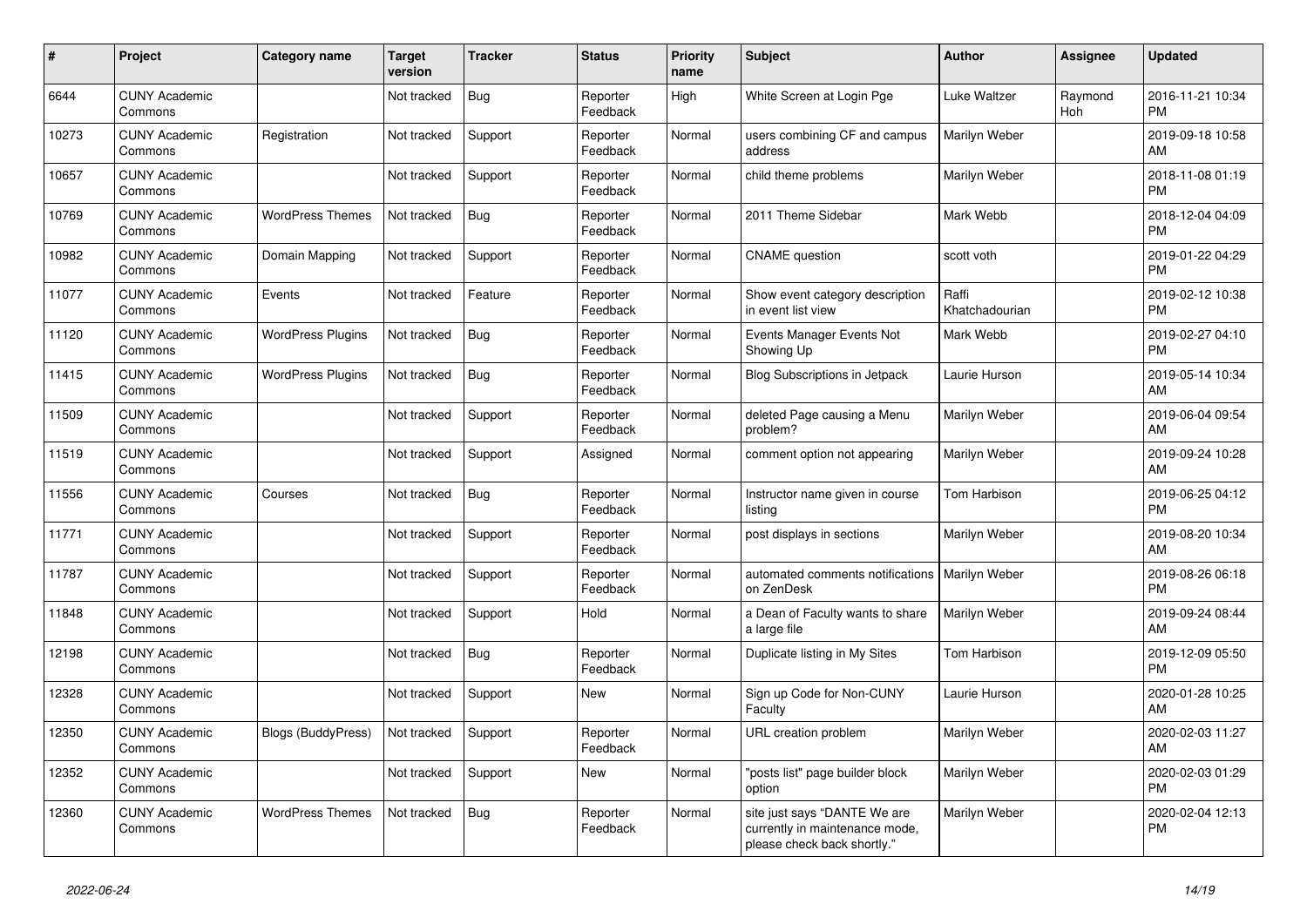| # | Project | Category name | Target version | Tracker | Status | Priority name | Subject | Author | Assignee | Updated |
|---|---|---|---|---|---|---|---|---|---|---|
| 6644 | CUNY Academic Commons | | Not tracked | Bug | Reporter Feedback | High | White Screen at Login Pge | Luke Waltzer | Raymond Hoh | 2016-11-21 10:34 PM |
| 10273 | CUNY Academic Commons | Registration | Not tracked | Support | Reporter Feedback | Normal | users combining CF and campus address | Marilyn Weber | | 2019-09-18 10:58 AM |
| 10657 | CUNY Academic Commons | | Not tracked | Support | Reporter Feedback | Normal | child theme problems | Marilyn Weber | | 2018-11-08 01:19 PM |
| 10769 | CUNY Academic Commons | WordPress Themes | Not tracked | Bug | Reporter Feedback | Normal | 2011 Theme Sidebar | Mark Webb | | 2018-12-04 04:09 PM |
| 10982 | CUNY Academic Commons | Domain Mapping | Not tracked | Support | Reporter Feedback | Normal | CNAME question | scott voth | | 2019-01-22 04:29 PM |
| 11077 | CUNY Academic Commons | Events | Not tracked | Feature | Reporter Feedback | Normal | Show event category description in event list view | Raffi Khatchadourian | | 2019-02-12 10:38 PM |
| 11120 | CUNY Academic Commons | WordPress Plugins | Not tracked | Bug | Reporter Feedback | Normal | Events Manager Events Not Showing Up | Mark Webb | | 2019-02-27 04:10 PM |
| 11415 | CUNY Academic Commons | WordPress Plugins | Not tracked | Bug | Reporter Feedback | Normal | Blog Subscriptions in Jetpack | Laurie Hurson | | 2019-05-14 10:34 AM |
| 11509 | CUNY Academic Commons | | Not tracked | Support | Reporter Feedback | Normal | deleted Page causing a Menu problem? | Marilyn Weber | | 2019-06-04 09:54 AM |
| 11519 | CUNY Academic Commons | | Not tracked | Support | Assigned | Normal | comment option not appearing | Marilyn Weber | | 2019-09-24 10:28 AM |
| 11556 | CUNY Academic Commons | Courses | Not tracked | Bug | Reporter Feedback | Normal | Instructor name given in course listing | Tom Harbison | | 2019-06-25 04:12 PM |
| 11771 | CUNY Academic Commons | | Not tracked | Support | Reporter Feedback | Normal | post displays in sections | Marilyn Weber | | 2019-08-20 10:34 AM |
| 11787 | CUNY Academic Commons | | Not tracked | Support | Reporter Feedback | Normal | automated comments notifications on ZenDesk | Marilyn Weber | | 2019-08-26 06:18 PM |
| 11848 | CUNY Academic Commons | | Not tracked | Support | Hold | Normal | a Dean of Faculty wants to share a large file | Marilyn Weber | | 2019-09-24 08:44 AM |
| 12198 | CUNY Academic Commons | | Not tracked | Bug | Reporter Feedback | Normal | Duplicate listing in My Sites | Tom Harbison | | 2019-12-09 05:50 PM |
| 12328 | CUNY Academic Commons | | Not tracked | Support | New | Normal | Sign up Code for Non-CUNY Faculty | Laurie Hurson | | 2020-01-28 10:25 AM |
| 12350 | CUNY Academic Commons | Blogs (BuddyPress) | Not tracked | Support | Reporter Feedback | Normal | URL creation problem | Marilyn Weber | | 2020-02-03 11:27 AM |
| 12352 | CUNY Academic Commons | | Not tracked | Support | New | Normal | "posts list" page builder block option | Marilyn Weber | | 2020-02-03 01:29 PM |
| 12360 | CUNY Academic Commons | WordPress Themes | Not tracked | Bug | Reporter Feedback | Normal | site just says "DANTE We are currently in maintenance mode, please check back shortly." | Marilyn Weber | | 2020-02-04 12:13 PM |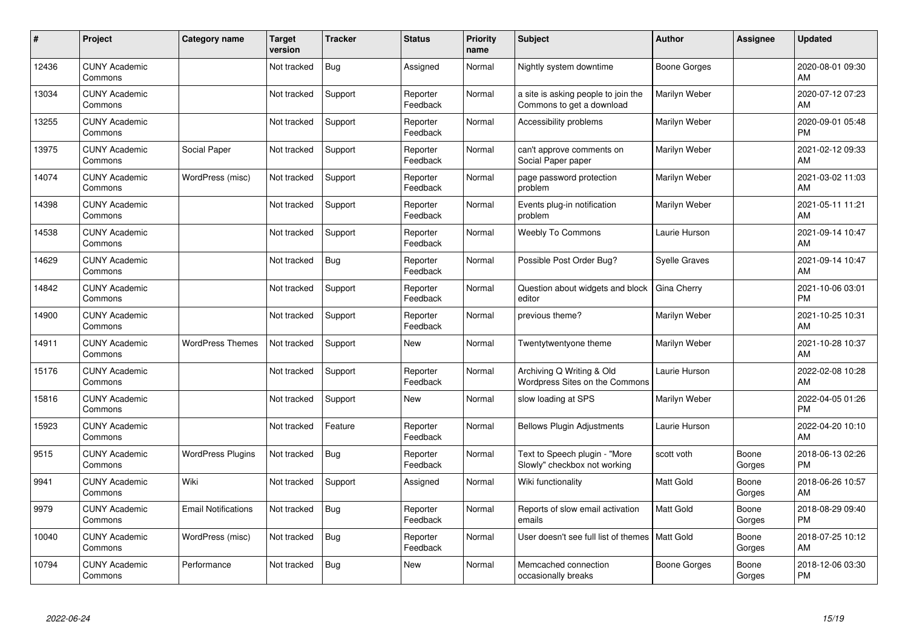| # | Project | Category name | Target version | Tracker | Status | Priority name | Subject | Author | Assignee | Updated |
|---|---|---|---|---|---|---|---|---|---|---|
| 12436 | CUNY Academic Commons | | Not tracked | Bug | Assigned | Normal | Nightly system downtime | Boone Gorges | | 2020-08-01 09:30 AM |
| 13034 | CUNY Academic Commons | | Not tracked | Support | Reporter Feedback | Normal | a site is asking people to join the Commons to get a download | Marilyn Weber | | 2020-07-12 07:23 AM |
| 13255 | CUNY Academic Commons | | Not tracked | Support | Reporter Feedback | Normal | Accessibility problems | Marilyn Weber | | 2020-09-01 05:48 PM |
| 13975 | CUNY Academic Commons | Social Paper | Not tracked | Support | Reporter Feedback | Normal | can't approve comments on Social Paper paper | Marilyn Weber | | 2021-02-12 09:33 AM |
| 14074 | CUNY Academic Commons | WordPress (misc) | Not tracked | Support | Reporter Feedback | Normal | page password protection problem | Marilyn Weber | | 2021-03-02 11:03 AM |
| 14398 | CUNY Academic Commons | | Not tracked | Support | Reporter Feedback | Normal | Events plug-in notification problem | Marilyn Weber | | 2021-05-11 11:21 AM |
| 14538 | CUNY Academic Commons | | Not tracked | Support | Reporter Feedback | Normal | Weebly To Commons | Laurie Hurson | | 2021-09-14 10:47 AM |
| 14629 | CUNY Academic Commons | | Not tracked | Bug | Reporter Feedback | Normal | Possible Post Order Bug? | Syelle Graves | | 2021-09-14 10:47 AM |
| 14842 | CUNY Academic Commons | | Not tracked | Support | Reporter Feedback | Normal | Question about widgets and block editor | Gina Cherry | | 2021-10-06 03:01 PM |
| 14900 | CUNY Academic Commons | | Not tracked | Support | Reporter Feedback | Normal | previous theme? | Marilyn Weber | | 2021-10-25 10:31 AM |
| 14911 | CUNY Academic Commons | WordPress Themes | Not tracked | Support | New | Normal | Twentytwentyone theme | Marilyn Weber | | 2021-10-28 10:37 AM |
| 15176 | CUNY Academic Commons | | Not tracked | Support | Reporter Feedback | Normal | Archiving Q Writing & Old Wordpress Sites on the Commons | Laurie Hurson | | 2022-02-08 10:28 AM |
| 15816 | CUNY Academic Commons | | Not tracked | Support | New | Normal | slow loading at SPS | Marilyn Weber | | 2022-04-05 01:26 PM |
| 15923 | CUNY Academic Commons | | Not tracked | Feature | Reporter Feedback | Normal | Bellows Plugin Adjustments | Laurie Hurson | | 2022-04-20 10:10 AM |
| 9515 | CUNY Academic Commons | WordPress Plugins | Not tracked | Bug | Reporter Feedback | Normal | Text to Speech plugin - "More Slowly" checkbox not working | scott voth | Boone Gorges | 2018-06-13 02:26 PM |
| 9941 | CUNY Academic Commons | Wiki | Not tracked | Support | Assigned | Normal | Wiki functionality | Matt Gold | Boone Gorges | 2018-06-26 10:57 AM |
| 9979 | CUNY Academic Commons | Email Notifications | Not tracked | Bug | Reporter Feedback | Normal | Reports of slow email activation emails | Matt Gold | Boone Gorges | 2018-08-29 09:40 PM |
| 10040 | CUNY Academic Commons | WordPress (misc) | Not tracked | Bug | Reporter Feedback | Normal | User doesn't see full list of themes | Matt Gold | Boone Gorges | 2018-07-25 10:12 AM |
| 10794 | CUNY Academic Commons | Performance | Not tracked | Bug | New | Normal | Memcached connection occasionally breaks | Boone Gorges | Boone Gorges | 2018-12-06 03:30 PM |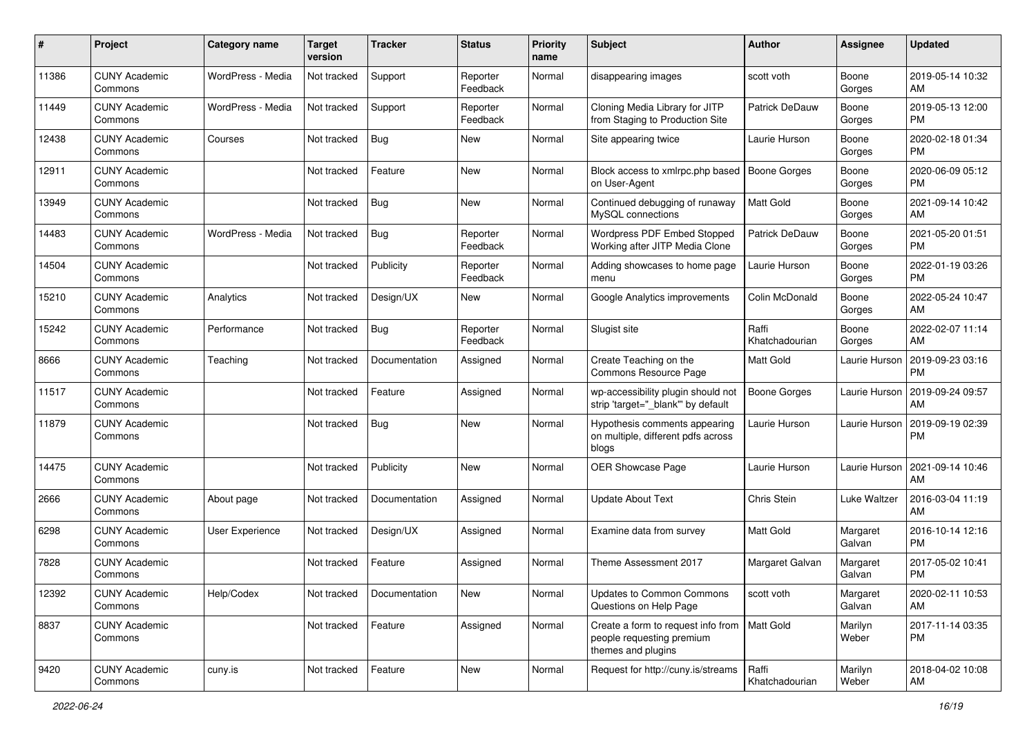| # | Project | Category name | Target version | Tracker | Status | Priority name | Subject | Author | Assignee | Updated |
|---|---|---|---|---|---|---|---|---|---|---|
| 11386 | CUNY Academic Commons | WordPress - Media | Not tracked | Support | Reporter Feedback | Normal | disappearing images | scott voth | Boone Gorges | 2019-05-14 10:32 AM |
| 11449 | CUNY Academic Commons | WordPress - Media | Not tracked | Support | Reporter Feedback | Normal | Cloning Media Library for JITP from Staging to Production Site | Patrick DeDauw | Boone Gorges | 2019-05-13 12:00 PM |
| 12438 | CUNY Academic Commons | Courses | Not tracked | Bug | New | Normal | Site appearing twice | Laurie Hurson | Boone Gorges | 2020-02-18 01:34 PM |
| 12911 | CUNY Academic Commons | | Not tracked | Feature | New | Normal | Block access to xmlrpc.php based on User-Agent | Boone Gorges | Boone Gorges | 2020-06-09 05:12 PM |
| 13949 | CUNY Academic Commons | | Not tracked | Bug | New | Normal | Continued debugging of runaway MySQL connections | Matt Gold | Boone Gorges | 2021-09-14 10:42 AM |
| 14483 | CUNY Academic Commons | WordPress - Media | Not tracked | Bug | Reporter Feedback | Normal | Wordpress PDF Embed Stopped Working after JITP Media Clone | Patrick DeDauw | Boone Gorges | 2021-05-20 01:51 PM |
| 14504 | CUNY Academic Commons | | Not tracked | Publicity | Reporter Feedback | Normal | Adding showcases to home page menu | Laurie Hurson | Boone Gorges | 2022-01-19 03:26 PM |
| 15210 | CUNY Academic Commons | Analytics | Not tracked | Design/UX | New | Normal | Google Analytics improvements | Colin McDonald | Boone Gorges | 2022-05-24 10:47 AM |
| 15242 | CUNY Academic Commons | Performance | Not tracked | Bug | Reporter Feedback | Normal | Slugist site | Raffi Khatchadourian | Boone Gorges | 2022-02-07 11:14 AM |
| 8666 | CUNY Academic Commons | Teaching | Not tracked | Documentation | Assigned | Normal | Create Teaching on the Commons Resource Page | Matt Gold | Laurie Hurson | 2019-09-23 03:16 PM |
| 11517 | CUNY Academic Commons | | Not tracked | Feature | Assigned | Normal | wp-accessibility plugin should not strip 'target="_blank"' by default | Boone Gorges | Laurie Hurson | 2019-09-24 09:57 AM |
| 11879 | CUNY Academic Commons | | Not tracked | Bug | New | Normal | Hypothesis comments appearing on multiple, different pdfs across blogs | Laurie Hurson | Laurie Hurson | 2019-09-19 02:39 PM |
| 14475 | CUNY Academic Commons | | Not tracked | Publicity | New | Normal | OER Showcase Page | Laurie Hurson | Laurie Hurson | 2021-09-14 10:46 AM |
| 2666 | CUNY Academic Commons | About page | Not tracked | Documentation | Assigned | Normal | Update About Text | Chris Stein | Luke Waltzer | 2016-03-04 11:19 AM |
| 6298 | CUNY Academic Commons | User Experience | Not tracked | Design/UX | Assigned | Normal | Examine data from survey | Matt Gold | Margaret Galvan | 2016-10-14 12:16 PM |
| 7828 | CUNY Academic Commons | | Not tracked | Feature | Assigned | Normal | Theme Assessment 2017 | Margaret Galvan | Margaret Galvan | 2017-05-02 10:41 PM |
| 12392 | CUNY Academic Commons | Help/Codex | Not tracked | Documentation | New | Normal | Updates to Common Commons Questions on Help Page | scott voth | Margaret Galvan | 2020-02-11 10:53 AM |
| 8837 | CUNY Academic Commons | | Not tracked | Feature | Assigned | Normal | Create a form to request info from people requesting premium themes and plugins | Matt Gold | Marilyn Weber | 2017-11-14 03:35 PM |
| 9420 | CUNY Academic Commons | cuny.is | Not tracked | Feature | New | Normal | Request for http://cuny.is/streams | Raffi Khatchadourian | Marilyn Weber | 2018-04-02 10:08 AM |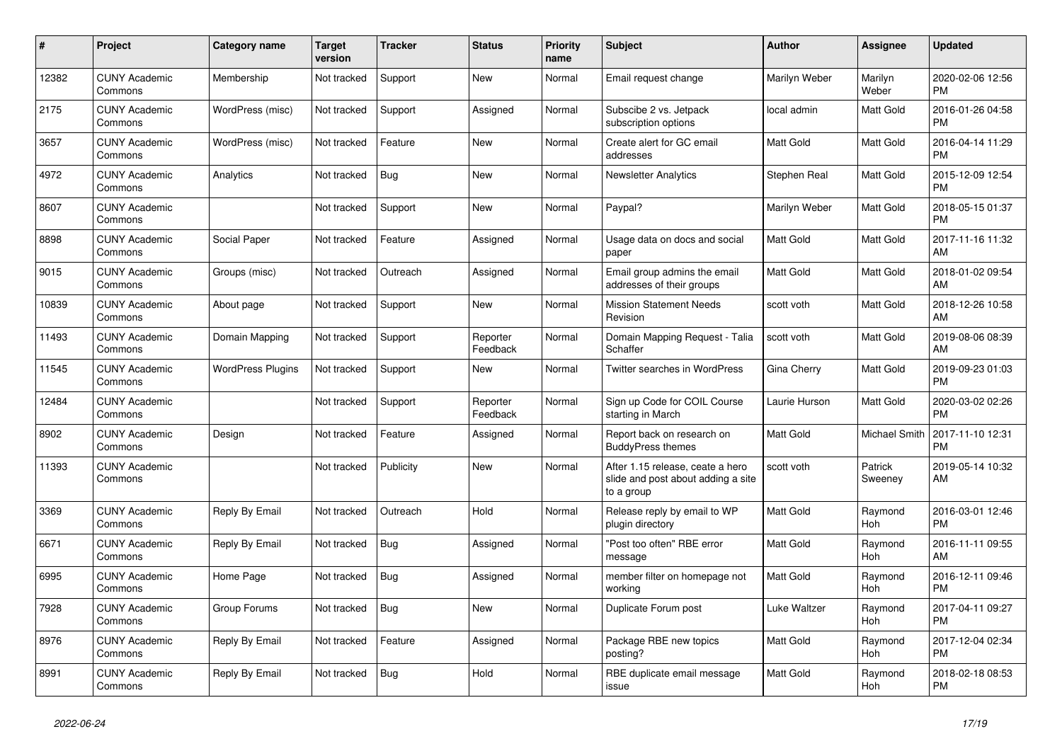| # | Project | Category name | Target version | Tracker | Status | Priority name | Subject | Author | Assignee | Updated |
|---|---|---|---|---|---|---|---|---|---|---|
| 12382 | CUNY Academic Commons | Membership | Not tracked | Support | New | Normal | Email request change | Marilyn Weber | Marilyn Weber | 2020-02-06 12:56 PM |
| 2175 | CUNY Academic Commons | WordPress (misc) | Not tracked | Support | Assigned | Normal | Subscibe 2 vs. Jetpack subscription options | local admin | Matt Gold | 2016-01-26 04:58 PM |
| 3657 | CUNY Academic Commons | WordPress (misc) | Not tracked | Feature | New | Normal | Create alert for GC email addresses | Matt Gold | Matt Gold | 2016-04-14 11:29 PM |
| 4972 | CUNY Academic Commons | Analytics | Not tracked | Bug | New | Normal | Newsletter Analytics | Stephen Real | Matt Gold | 2015-12-09 12:54 PM |
| 8607 | CUNY Academic Commons | | Not tracked | Support | New | Normal | Paypal? | Marilyn Weber | Matt Gold | 2018-05-15 01:37 PM |
| 8898 | CUNY Academic Commons | Social Paper | Not tracked | Feature | Assigned | Normal | Usage data on docs and social paper | Matt Gold | Matt Gold | 2017-11-16 11:32 AM |
| 9015 | CUNY Academic Commons | Groups (misc) | Not tracked | Outreach | Assigned | Normal | Email group admins the email addresses of their groups | Matt Gold | Matt Gold | 2018-01-02 09:54 AM |
| 10839 | CUNY Academic Commons | About page | Not tracked | Support | New | Normal | Mission Statement Needs Revision | scott voth | Matt Gold | 2018-12-26 10:58 AM |
| 11493 | CUNY Academic Commons | Domain Mapping | Not tracked | Support | Reporter Feedback | Normal | Domain Mapping Request - Talia Schaffer | scott voth | Matt Gold | 2019-08-06 08:39 AM |
| 11545 | CUNY Academic Commons | WordPress Plugins | Not tracked | Support | New | Normal | Twitter searches in WordPress | Gina Cherry | Matt Gold | 2019-09-23 01:03 PM |
| 12484 | CUNY Academic Commons | | Not tracked | Support | Reporter Feedback | Normal | Sign up Code for COIL Course starting in March | Laurie Hurson | Matt Gold | 2020-03-02 02:26 PM |
| 8902 | CUNY Academic Commons | Design | Not tracked | Feature | Assigned | Normal | Report back on research on BuddyPress themes | Matt Gold | Michael Smith | 2017-11-10 12:31 PM |
| 11393 | CUNY Academic Commons | | Not tracked | Publicity | New | Normal | After 1.15 release, ceate a hero slide and post about adding a site to a group | scott voth | Patrick Sweeney | 2019-05-14 10:32 AM |
| 3369 | CUNY Academic Commons | Reply By Email | Not tracked | Outreach | Hold | Normal | Release reply by email to WP plugin directory | Matt Gold | Raymond Hoh | 2016-03-01 12:46 PM |
| 6671 | CUNY Academic Commons | Reply By Email | Not tracked | Bug | Assigned | Normal | "Post too often" RBE error message | Matt Gold | Raymond Hoh | 2016-11-11 09:55 AM |
| 6995 | CUNY Academic Commons | Home Page | Not tracked | Bug | Assigned | Normal | member filter on homepage not working | Matt Gold | Raymond Hoh | 2016-12-11 09:46 PM |
| 7928 | CUNY Academic Commons | Group Forums | Not tracked | Bug | New | Normal | Duplicate Forum post | Luke Waltzer | Raymond Hoh | 2017-04-11 09:27 PM |
| 8976 | CUNY Academic Commons | Reply By Email | Not tracked | Feature | Assigned | Normal | Package RBE new topics posting? | Matt Gold | Raymond Hoh | 2017-12-04 02:34 PM |
| 8991 | CUNY Academic Commons | Reply By Email | Not tracked | Bug | Hold | Normal | RBE duplicate email message issue | Matt Gold | Raymond Hoh | 2018-02-18 08:53 PM |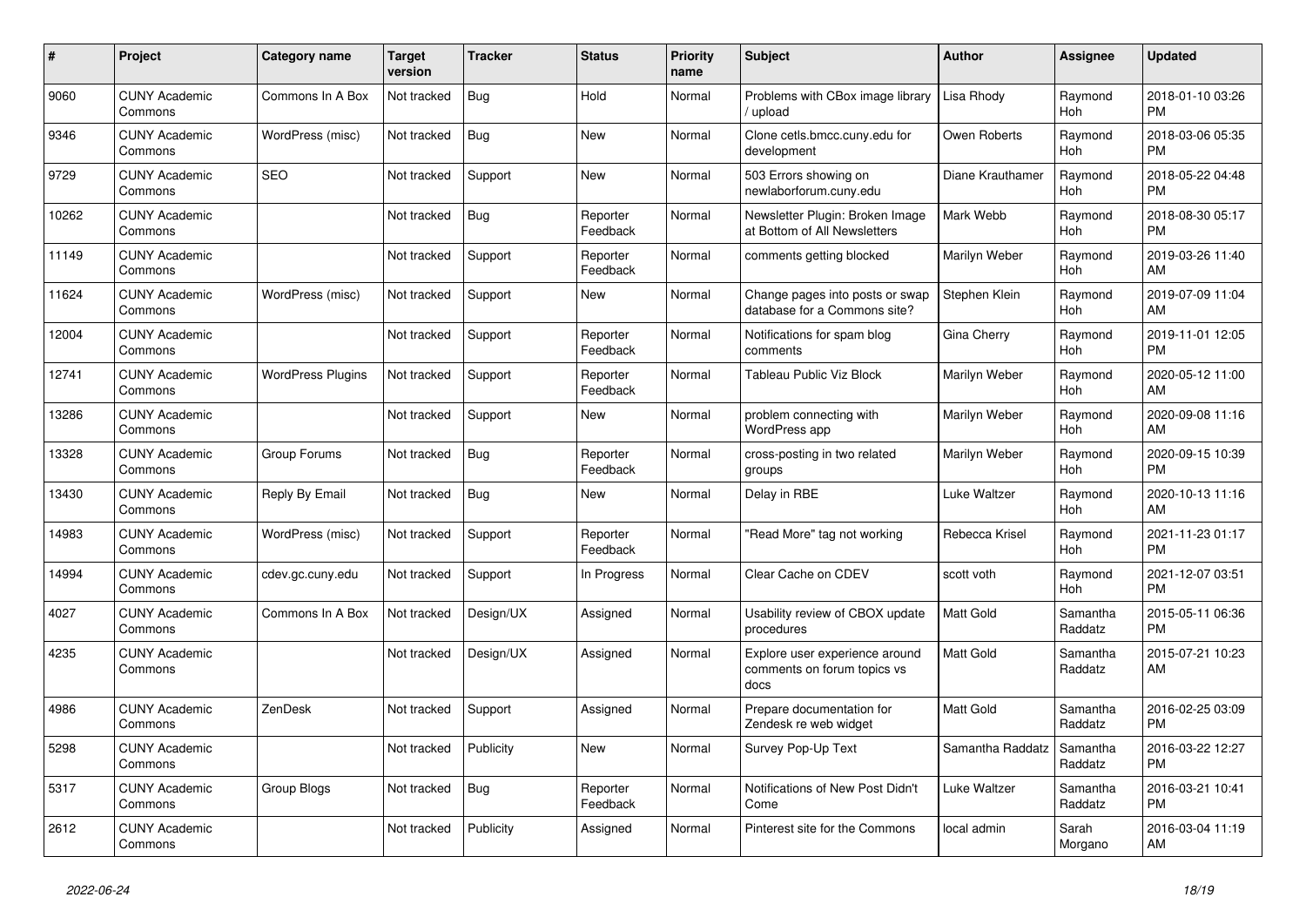| # | Project | Category name | Target version | Tracker | Status | Priority name | Subject | Author | Assignee | Updated |
|---|---|---|---|---|---|---|---|---|---|---|
| 9060 | CUNY Academic Commons | Commons In A Box | Not tracked | Bug | Hold | Normal | Problems with CBox image library / upload | Lisa Rhody | Raymond Hoh | 2018-01-10 03:26 PM |
| 9346 | CUNY Academic Commons | WordPress (misc) | Not tracked | Bug | New | Normal | Clone cetls.bmcc.cuny.edu for development | Owen Roberts | Raymond Hoh | 2018-03-06 05:35 PM |
| 9729 | CUNY Academic Commons | SEO | Not tracked | Support | New | Normal | 503 Errors showing on newlaborforum.cuny.edu | Diane Krauthamer | Raymond Hoh | 2018-05-22 04:48 PM |
| 10262 | CUNY Academic Commons | | Not tracked | Bug | Reporter Feedback | Normal | Newsletter Plugin: Broken Image at Bottom of All Newsletters | Mark Webb | Raymond Hoh | 2018-08-30 05:17 PM |
| 11149 | CUNY Academic Commons | | Not tracked | Support | Reporter Feedback | Normal | comments getting blocked | Marilyn Weber | Raymond Hoh | 2019-03-26 11:40 AM |
| 11624 | CUNY Academic Commons | WordPress (misc) | Not tracked | Support | New | Normal | Change pages into posts or swap database for a Commons site? | Stephen Klein | Raymond Hoh | 2019-07-09 11:04 AM |
| 12004 | CUNY Academic Commons | | Not tracked | Support | Reporter Feedback | Normal | Notifications for spam blog comments | Gina Cherry | Raymond Hoh | 2019-11-01 12:05 PM |
| 12741 | CUNY Academic Commons | WordPress Plugins | Not tracked | Support | Reporter Feedback | Normal | Tableau Public Viz Block | Marilyn Weber | Raymond Hoh | 2020-05-12 11:00 AM |
| 13286 | CUNY Academic Commons | | Not tracked | Support | New | Normal | problem connecting with WordPress app | Marilyn Weber | Raymond Hoh | 2020-09-08 11:16 AM |
| 13328 | CUNY Academic Commons | Group Forums | Not tracked | Bug | Reporter Feedback | Normal | cross-posting in two related groups | Marilyn Weber | Raymond Hoh | 2020-09-15 10:39 PM |
| 13430 | CUNY Academic Commons | Reply By Email | Not tracked | Bug | New | Normal | Delay in RBE | Luke Waltzer | Raymond Hoh | 2020-10-13 11:16 AM |
| 14983 | CUNY Academic Commons | WordPress (misc) | Not tracked | Support | Reporter Feedback | Normal | "Read More" tag not working | Rebecca Krisel | Raymond Hoh | 2021-11-23 01:17 PM |
| 14994 | CUNY Academic Commons | cdev.gc.cuny.edu | Not tracked | Support | In Progress | Normal | Clear Cache on CDEV | scott voth | Raymond Hoh | 2021-12-07 03:51 PM |
| 4027 | CUNY Academic Commons | Commons In A Box | Not tracked | Design/UX | Assigned | Normal | Usability review of CBOX update procedures | Matt Gold | Samantha Raddatz | 2015-05-11 06:36 PM |
| 4235 | CUNY Academic Commons | | Not tracked | Design/UX | Assigned | Normal | Explore user experience around comments on forum topics vs docs | Matt Gold | Samantha Raddatz | 2015-07-21 10:23 AM |
| 4986 | CUNY Academic Commons | ZenDesk | Not tracked | Support | Assigned | Normal | Prepare documentation for Zendesk re web widget | Matt Gold | Samantha Raddatz | 2016-02-25 03:09 PM |
| 5298 | CUNY Academic Commons | | Not tracked | Publicity | New | Normal | Survey Pop-Up Text | Samantha Raddatz | Samantha Raddatz | 2016-03-22 12:27 PM |
| 5317 | CUNY Academic Commons | Group Blogs | Not tracked | Bug | Reporter Feedback | Normal | Notifications of New Post Didn't Come | Luke Waltzer | Samantha Raddatz | 2016-03-21 10:41 PM |
| 2612 | CUNY Academic Commons | | Not tracked | Publicity | Assigned | Normal | Pinterest site for the Commons | local admin | Sarah Morgano | 2016-03-04 11:19 AM |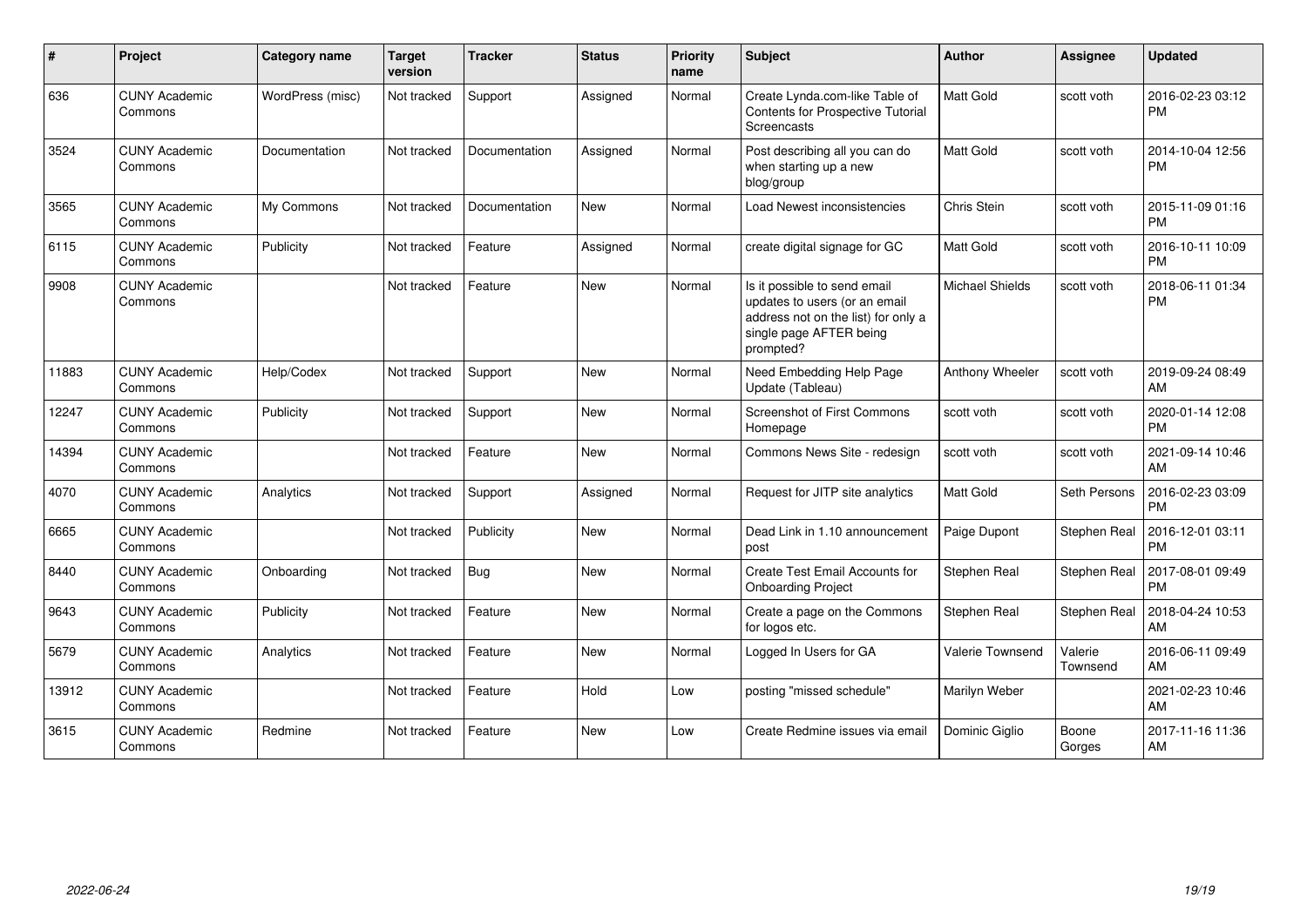| # | Project | Category name | Target version | Tracker | Status | Priority name | Subject | Author | Assignee | Updated |
|---|---|---|---|---|---|---|---|---|---|---|
| 636 | CUNY Academic Commons | WordPress (misc) | Not tracked | Support | Assigned | Normal | Create Lynda.com-like Table of Contents for Prospective Tutorial Screencasts | Matt Gold | scott voth | 2016-02-23 03:12 PM |
| 3524 | CUNY Academic Commons | Documentation | Not tracked | Documentation | Assigned | Normal | Post describing all you can do when starting up a new blog/group | Matt Gold | scott voth | 2014-10-04 12:56 PM |
| 3565 | CUNY Academic Commons | My Commons | Not tracked | Documentation | New | Normal | Load Newest inconsistencies | Chris Stein | scott voth | 2015-11-09 01:16 PM |
| 6115 | CUNY Academic Commons | Publicity | Not tracked | Feature | Assigned | Normal | create digital signage for GC | Matt Gold | scott voth | 2016-10-11 10:09 PM |
| 9908 | CUNY Academic Commons | | Not tracked | Feature | New | Normal | Is it possible to send email updates to users (or an email address not on the list) for only a single page AFTER being prompted? | Michael Shields | scott voth | 2018-06-11 01:34 PM |
| 11883 | CUNY Academic Commons | Help/Codex | Not tracked | Support | New | Normal | Need Embedding Help Page Update (Tableau) | Anthony Wheeler | scott voth | 2019-09-24 08:49 AM |
| 12247 | CUNY Academic Commons | Publicity | Not tracked | Support | New | Normal | Screenshot of First Commons Homepage | scott voth | scott voth | 2020-01-14 12:08 PM |
| 14394 | CUNY Academic Commons | | Not tracked | Feature | New | Normal | Commons News Site - redesign | scott voth | scott voth | 2021-09-14 10:46 AM |
| 4070 | CUNY Academic Commons | Analytics | Not tracked | Support | Assigned | Normal | Request for JITP site analytics | Matt Gold | Seth Persons | 2016-02-23 03:09 PM |
| 6665 | CUNY Academic Commons | | Not tracked | Publicity | New | Normal | Dead Link in 1.10 announcement post | Paige Dupont | Stephen Real | 2016-12-01 03:11 PM |
| 8440 | CUNY Academic Commons | Onboarding | Not tracked | Bug | New | Normal | Create Test Email Accounts for Onboarding Project | Stephen Real | Stephen Real | 2017-08-01 09:49 PM |
| 9643 | CUNY Academic Commons | Publicity | Not tracked | Feature | New | Normal | Create a page on the Commons for logos etc. | Stephen Real | Stephen Real | 2018-04-24 10:53 AM |
| 5679 | CUNY Academic Commons | Analytics | Not tracked | Feature | New | Normal | Logged In Users for GA | Valerie Townsend | Valerie Townsend | 2016-06-11 09:49 AM |
| 13912 | CUNY Academic Commons | | Not tracked | Feature | Hold | Low | posting "missed schedule" | Marilyn Weber | | 2021-02-23 10:46 AM |
| 3615 | CUNY Academic Commons | Redmine | Not tracked | Feature | New | Low | Create Redmine issues via email | Dominic Giglio | Boone Gorges | 2017-11-16 11:36 AM |